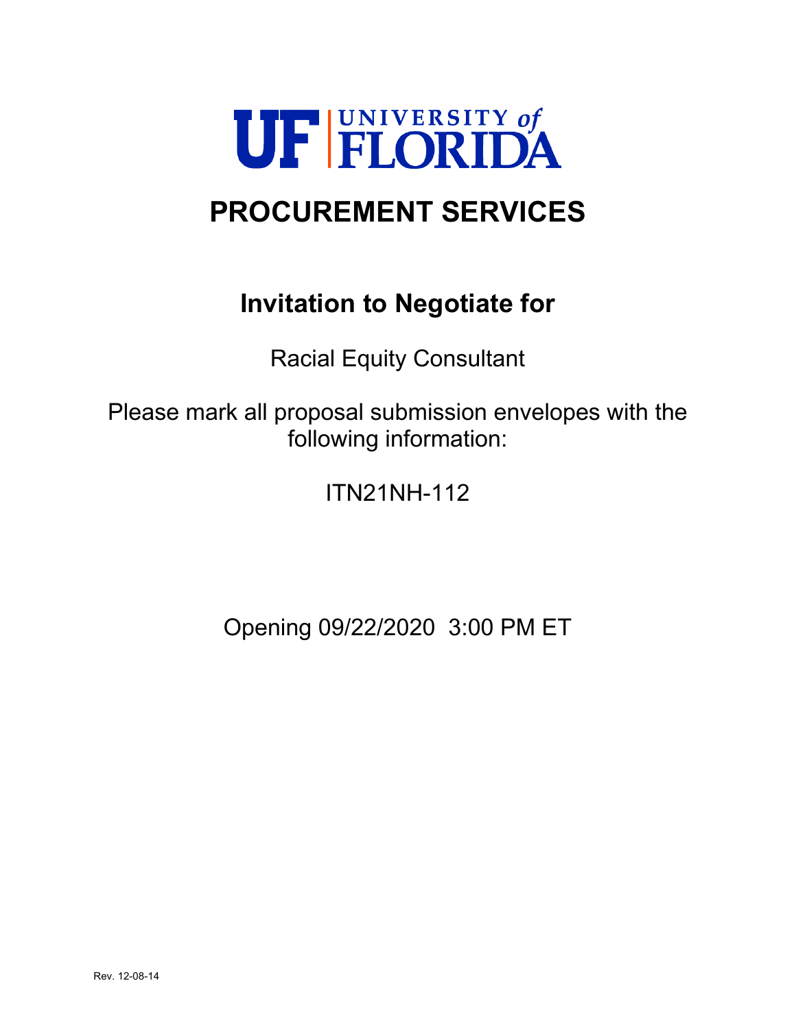UF | UNIVERSITY of FLORIDA

# PROCUREMENT SERVICES

## Invitation to Negotiate for

Racial Equity Consultant

Please mark all proposal submission envelopes with the following information:

ITN21NH-112

Opening 09/22/2020 3:00 PM ET

Rev. 12-08-14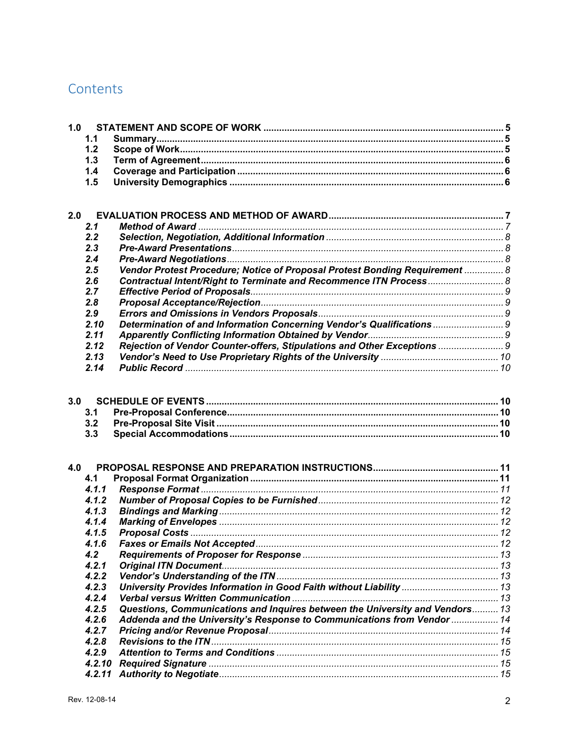# Contents

**1.0 STATEMENT AND SCOPE OF WORK** ..... **5**
- **1.1 Summary** ..... **5**
- **1.2 Scope of Work** ..... **5**
- **1.3 Term of Agreement** ..... **6**
- **1.4 Coverage and Participation** ..... **6**
- **1.5 University Demographics** ..... **6**

**2.0 EVALUATION PROCESS AND METHOD OF AWARD** ..... **7**
- ***2.1 Method of Award*** ..... *7*
- ***2.2 Selection, Negotiation, Additional Information*** ..... *8*
- ***2.3 Pre-Award Presentations*** ..... *8*
- ***2.4 Pre-Award Negotiations*** ..... *8*
- ***2.5 Vendor Protest Procedure; Notice of Proposal Protest Bonding Requirement*** ..... *8*
- ***2.6 Contractual Intent/Right to Terminate and Recommence ITN Process*** ..... *8*
- ***2.7 Effective Period of Proposals*** ..... *9*
- ***2.8 Proposal Acceptance/Rejection*** ..... *9*
- ***2.9 Errors and Omissions in Vendors Proposals*** ..... *9*
- ***2.10 Determination of and Information Concerning Vendor's Qualifications*** ..... *9*
- ***2.11 Apparently Conflicting Information Obtained by Vendor*** ..... *9*
- ***2.12 Rejection of Vendor Counter-offers, Stipulations and Other Exceptions*** ..... *9*
- ***2.13 Vendor's Need to Use Proprietary Rights of the University*** ..... *10*
- ***2.14 Public Record*** ..... *10*

**3.0 SCHEDULE OF EVENTS** ..... **10**
- **3.1 Pre-Proposal Conference** ..... **10**
- **3.2 Pre-Proposal Site Visit** ..... **10**
- **3.3 Special Accommodations** ..... **10**

**4.0 PROPOSAL RESPONSE AND PREPARATION INSTRUCTIONS** ..... **11**
- **4.1 Proposal Format Organization** ..... **11**
- ***4.1.1 Response Format*** ..... *11*
- ***4.1.2 Number of Proposal Copies to be Furnished*** ..... *12*
- ***4.1.3 Bindings and Marking*** ..... *12*
- ***4.1.4 Marking of Envelopes*** ..... *12*
- ***4.1.5 Proposal Costs*** ..... *12*
- ***4.1.6 Faxes or Emails Not Accepted*** ..... *12*
- ***4.2 Requirements of Proposer for Response*** ..... *13*
- ***4.2.1 Original ITN Document*** ..... *13*
- ***4.2.2 Vendor's Understanding of the ITN*** ..... *13*
- ***4.2.3 University Provides Information in Good Faith without Liability*** ..... *13*
- ***4.2.4 Verbal versus Written Communication*** ..... *13*
- ***4.2.5 Questions, Communications and Inquires between the University and Vendors*** ..... *13*
- ***4.2.6 Addenda and the University's Response to Communications from Vendor*** ..... *14*
- ***4.2.7 Pricing and/or Revenue Proposal*** ..... *14*
- ***4.2.8 Revisions to the ITN*** ..... *15*
- ***4.2.9 Attention to Terms and Conditions*** ..... *15*
- ***4.2.10 Required Signature*** ..... *15*
- ***4.2.11 Authority to Negotiate*** ..... *15*

Rev. 12-08-14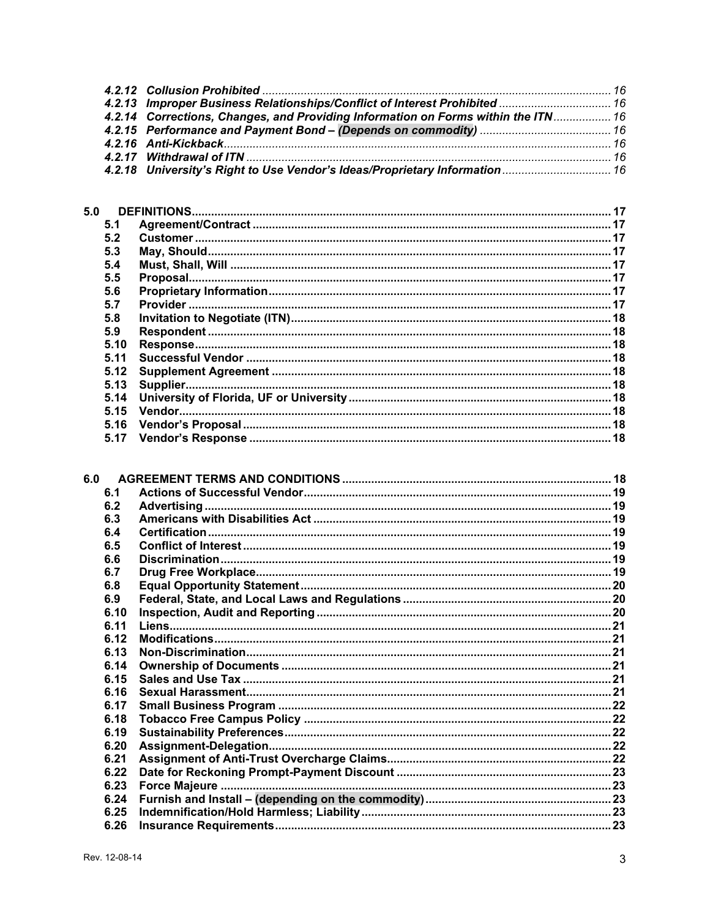*4.2.12 Collusion Prohibited ........................................................................................................ 16*
*4.2.13 Improper Business Relationships/Conflict of Interest Prohibited .................................... 16*
*4.2.14 Corrections, Changes, and Providing Information on Forms within the ITN .................. 16*
*4.2.15 Performance and Payment Bond – (Depends on commodity) ......................................... 16*
*4.2.16 Anti-Kickback ...................................................................................................................... 16*
*4.2.17 Withdrawal of ITN ............................................................................................................... 16*
*4.2.18 University's Right to Use Vendor's Ideas/Proprietary Information ................................. 16*

**5.0 DEFINITIONS ......................................................................................................................... 17**
- **5.1 Agreement/Contract ........................................................................................................ 17**
- **5.2 Customer ......................................................................................................................... 17**
- **5.3 May, Should ..................................................................................................................... 17**
- **5.4 Must, Shall, Will .............................................................................................................. 17**
- **5.5 Proposal .......................................................................................................................... 17**
- **5.6 Proprietary Information ................................................................................................... 17**
- **5.7 Provider ........................................................................................................................... 17**
- **5.8 Invitation to Negotiate (ITN) ............................................................................................ 18**
- **5.9 Respondent ..................................................................................................................... 18**
- **5.10 Response ....................................................................................................................... 18**
- **5.11 Successful Vendor ......................................................................................................... 18**
- **5.12 Supplement Agreement ................................................................................................. 18**
- **5.13 Supplier .......................................................................................................................... 18**
- **5.14 University of Florida, UF or University .......................................................................... 18**
- **5.15 Vendor ............................................................................................................................ 18**
- **5.16 Vendor's Proposal .......................................................................................................... 18**
- **5.17 Vendor's Response ........................................................................................................ 18**

**6.0 AGREEMENT TERMS AND CONDITIONS ........................................................................... 18**
- **6.1 Actions of Successful Vendor .......................................................................................... 19**
- **6.2 Advertising ....................................................................................................................... 19**
- **6.3 Americans with Disabilities Act ....................................................................................... 19**
- **6.4 Certification ...................................................................................................................... 19**
- **6.5 Conflict of Interest ............................................................................................................ 19**
- **6.6 Discrimination .................................................................................................................. 19**
- **6.7 Drug Free Workplace ....................................................................................................... 19**
- **6.8 Equal Opportunity Statement .......................................................................................... 20**
- **6.9 Federal, State, and Local Laws and Regulations ........................................................... 20**
- **6.10 Inspection, Audit and Reporting .................................................................................... 20**
- **6.11 Liens ............................................................................................................................... 21**
- **6.12 Modifications .................................................................................................................. 21**
- **6.13 Non-Discrimination ........................................................................................................ 21**
- **6.14 Ownership of Documents .............................................................................................. 21**
- **6.15 Sales and Use Tax ......................................................................................................... 21**
- **6.16 Sexual Harassment ........................................................................................................ 21**
- **6.17 Small Business Program ............................................................................................... 22**
- **6.18 Tobacco Free Campus Policy ........................................................................................ 22**
- **6.19 Sustainability Preferences ............................................................................................. 22**
- **6.20 Assignment-Delegation .................................................................................................. 22**
- **6.21 Assignment of Anti-Trust Overcharge Claims ................................................................ 22**
- **6.22 Date for Reckoning Prompt-Payment Discount ............................................................. 23**
- **6.23 Force Majeure ................................................................................................................ 23**
- **6.24 Furnish and Install – (depending on the commodity) .................................................... 23**
- **6.25 Indemnification/Hold Harmless; Liability ........................................................................ 23**
- **6.26 Insurance Requirements ................................................................................................ 23**

Rev. 12-08-14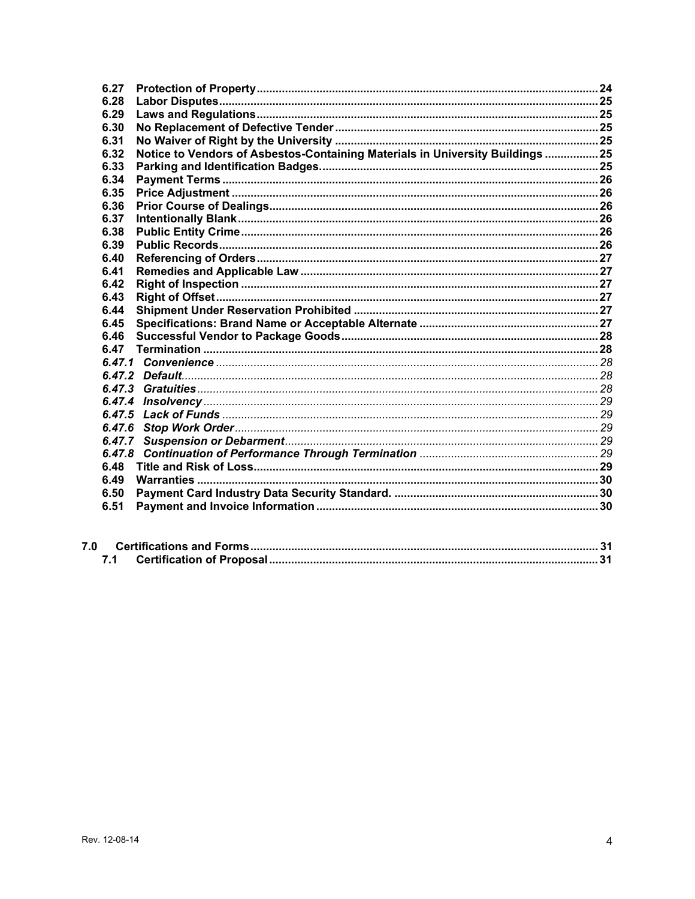| | | |
|---|---|---|
| **6.27** | **Protection of Property** | **24** |
| **6.28** | **Labor Disputes** | **25** |
| **6.29** | **Laws and Regulations** | **25** |
| **6.30** | **No Replacement of Defective Tender** | **25** |
| **6.31** | **No Waiver of Right by the University** | **25** |
| **6.32** | **Notice to Vendors of Asbestos-Containing Materials in University Buildings** | **25** |
| **6.33** | **Parking and Identification Badges.** | **25** |
| **6.34** | **Payment Terms** | **26** |
| **6.35** | **Price Adjustment** | **26** |
| **6.36** | **Prior Course of Dealings** | **26** |
| **6.37** | **Intentionally Blank** | **26** |
| **6.38** | **Public Entity Crime** | **26** |
| **6.39** | **Public Records** | **26** |
| **6.40** | **Referencing of Orders** | **27** |
| **6.41** | **Remedies and Applicable Law** | **27** |
| **6.42** | **Right of Inspection** | **27** |
| **6.43** | **Right of Offset** | **27** |
| **6.44** | **Shipment Under Reservation Prohibited** | **27** |
| **6.45** | **Specifications: Brand Name or Acceptable Alternate** | **27** |
| **6.46** | **Successful Vendor to Package Goods** | **28** |
| **6.47** | **Termination** | **28** |
| ***6.47.1*** | ***Convenience*** | *28* |
| ***6.47.2*** | ***Default*** | *28* |
| ***6.47.3*** | ***Gratuities*** | *28* |
| ***6.47.4*** | ***Insolvency*** | *29* |
| ***6.47.5*** | ***Lack of Funds*** | *29* |
| ***6.47.6*** | ***Stop Work Order*** | *29* |
| ***6.47.7*** | ***Suspension or Debarment*** | *29* |
| ***6.47.8*** | ***Continuation of Performance Through Termination*** | *29* |
| **6.48** | **Title and Risk of Loss** | **29** |
| **6.49** | **Warranties** | **30** |
| **6.50** | **Payment Card Industry Data Security Standard.** | **30** |
| **6.51** | **Payment and Invoice Information** | **30** |

| | | |
|---|---|---|
| **7.0** | **Certifications and Forms** | **31** |
| **7.1** | **Certification of Proposal** | **31** |

Rev. 12-08-14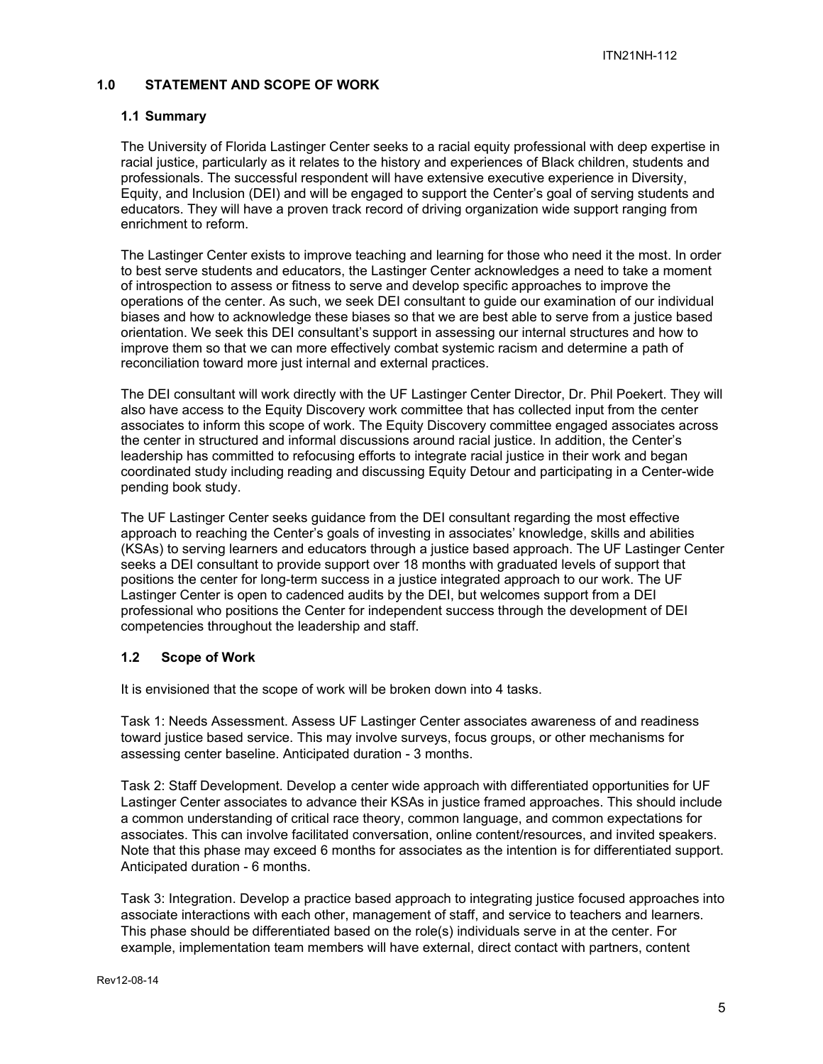## 1.0 STATEMENT AND SCOPE OF WORK

### 1.1 Summary

The University of Florida Lastinger Center seeks to a racial equity professional with deep expertise in racial justice, particularly as it relates to the history and experiences of Black children, students and professionals. The successful respondent will have extensive executive experience in Diversity, Equity, and Inclusion (DEI) and will be engaged to support the Center's goal of serving students and educators. They will have a proven track record of driving organization wide support ranging from enrichment to reform.

The Lastinger Center exists to improve teaching and learning for those who need it the most. In order to best serve students and educators, the Lastinger Center acknowledges a need to take a moment of introspection to assess or fitness to serve and develop specific approaches to improve the operations of the center. As such, we seek DEI consultant to guide our examination of our individual biases and how to acknowledge these biases so that we are best able to serve from a justice based orientation. We seek this DEI consultant's support in assessing our internal structures and how to improve them so that we can more effectively combat systemic racism and determine a path of reconciliation toward more just internal and external practices.

The DEI consultant will work directly with the UF Lastinger Center Director, Dr. Phil Poekert. They will also have access to the Equity Discovery work committee that has collected input from the center associates to inform this scope of work. The Equity Discovery committee engaged associates across the center in structured and informal discussions around racial justice. In addition, the Center's leadership has committed to refocusing efforts to integrate racial justice in their work and began coordinated study including reading and discussing Equity Detour and participating in a Center-wide pending book study.

The UF Lastinger Center seeks guidance from the DEI consultant regarding the most effective approach to reaching the Center's goals of investing in associates' knowledge, skills and abilities (KSAs) to serving learners and educators through a justice based approach. The UF Lastinger Center seeks a DEI consultant to provide support over 18 months with graduated levels of support that positions the center for long-term success in a justice integrated approach to our work. The UF Lastinger Center is open to cadenced audits by the DEI, but welcomes support from a DEI professional who positions the Center for independent success through the development of DEI competencies throughout the leadership and staff.

### 1.2 Scope of Work

It is envisioned that the scope of work will be broken down into 4 tasks.

Task 1: Needs Assessment. Assess UF Lastinger Center associates awareness of and readiness toward justice based service. This may involve surveys, focus groups, or other mechanisms for assessing center baseline. Anticipated duration - 3 months.

Task 2: Staff Development. Develop a center wide approach with differentiated opportunities for UF Lastinger Center associates to advance their KSAs in justice framed approaches. This should include a common understanding of critical race theory, common language, and common expectations for associates. This can involve facilitated conversation, online content/resources, and invited speakers. Note that this phase may exceed 6 months for associates as the intention is for differentiated support. Anticipated duration - 6 months.

Task 3: Integration. Develop a practice based approach to integrating justice focused approaches into associate interactions with each other, management of staff, and service to teachers and learners. This phase should be differentiated based on the role(s) individuals serve in at the center. For example, implementation team members will have external, direct contact with partners, content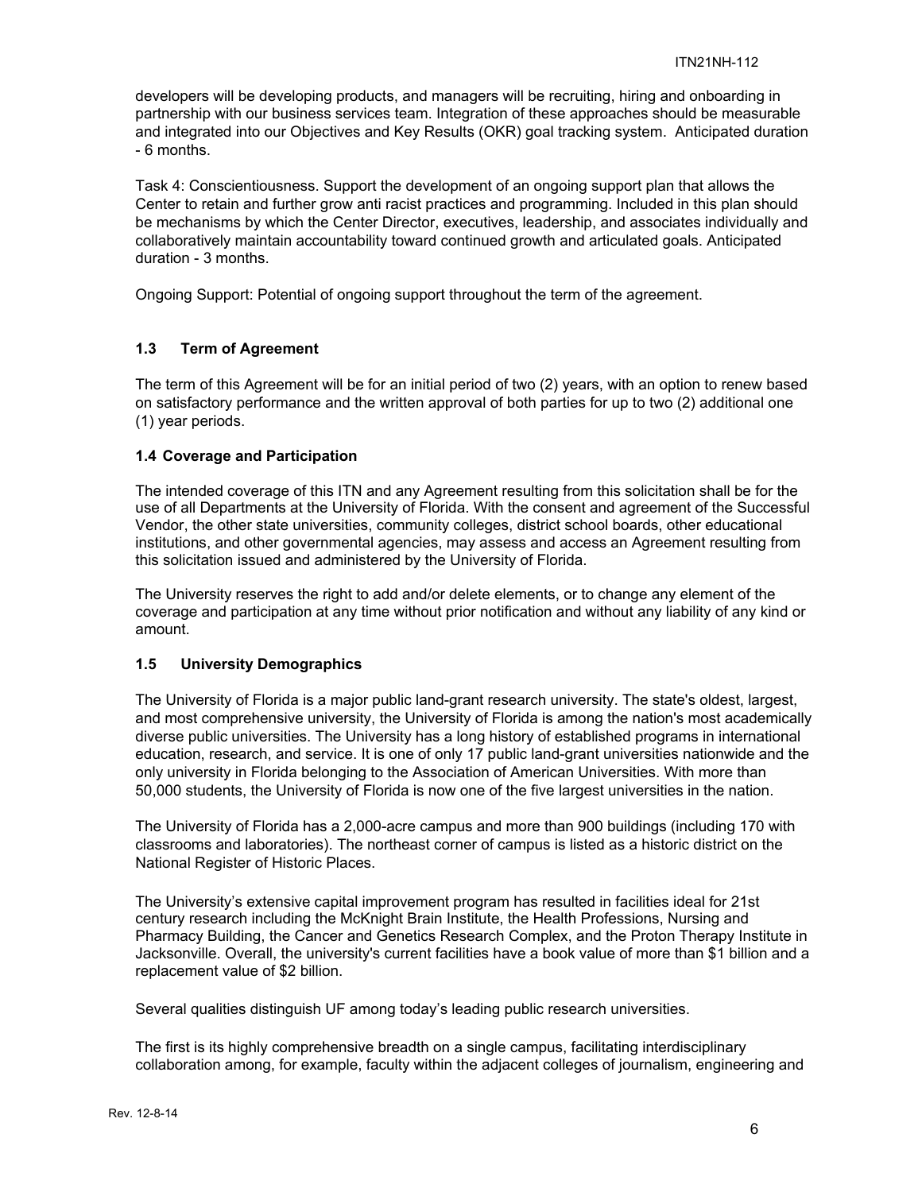developers will be developing products, and managers will be recruiting, hiring and onboarding in partnership with our business services team. Integration of these approaches should be measurable and integrated into our Objectives and Key Results (OKR) goal tracking system. Anticipated duration - 6 months.

Task 4: Conscientiousness. Support the development of an ongoing support plan that allows the Center to retain and further grow anti racist practices and programming. Included in this plan should be mechanisms by which the Center Director, executives, leadership, and associates individually and collaboratively maintain accountability toward continued growth and articulated goals. Anticipated duration - 3 months.

Ongoing Support: Potential of ongoing support throughout the term of the agreement.

### 1.3 Term of Agreement

The term of this Agreement will be for an initial period of two (2) years, with an option to renew based on satisfactory performance and the written approval of both parties for up to two (2) additional one (1) year periods.

### 1.4 Coverage and Participation

The intended coverage of this ITN and any Agreement resulting from this solicitation shall be for the use of all Departments at the University of Florida. With the consent and agreement of the Successful Vendor, the other state universities, community colleges, district school boards, other educational institutions, and other governmental agencies, may assess and access an Agreement resulting from this solicitation issued and administered by the University of Florida.

The University reserves the right to add and/or delete elements, or to change any element of the coverage and participation at any time without prior notification and without any liability of any kind or amount.

### 1.5 University Demographics

The University of Florida is a major public land-grant research university. The state's oldest, largest, and most comprehensive university, the University of Florida is among the nation's most academically diverse public universities. The University has a long history of established programs in international education, research, and service. It is one of only 17 public land-grant universities nationwide and the only university in Florida belonging to the Association of American Universities. With more than 50,000 students, the University of Florida is now one of the five largest universities in the nation.

The University of Florida has a 2,000-acre campus and more than 900 buildings (including 170 with classrooms and laboratories). The northeast corner of campus is listed as a historic district on the National Register of Historic Places.

The University's extensive capital improvement program has resulted in facilities ideal for 21st century research including the McKnight Brain Institute, the Health Professions, Nursing and Pharmacy Building, the Cancer and Genetics Research Complex, and the Proton Therapy Institute in Jacksonville. Overall, the university's current facilities have a book value of more than $1 billion and a replacement value of $2 billion.

Several qualities distinguish UF among today's leading public research universities.

The first is its highly comprehensive breadth on a single campus, facilitating interdisciplinary collaboration among, for example, faculty within the adjacent colleges of journalism, engineering and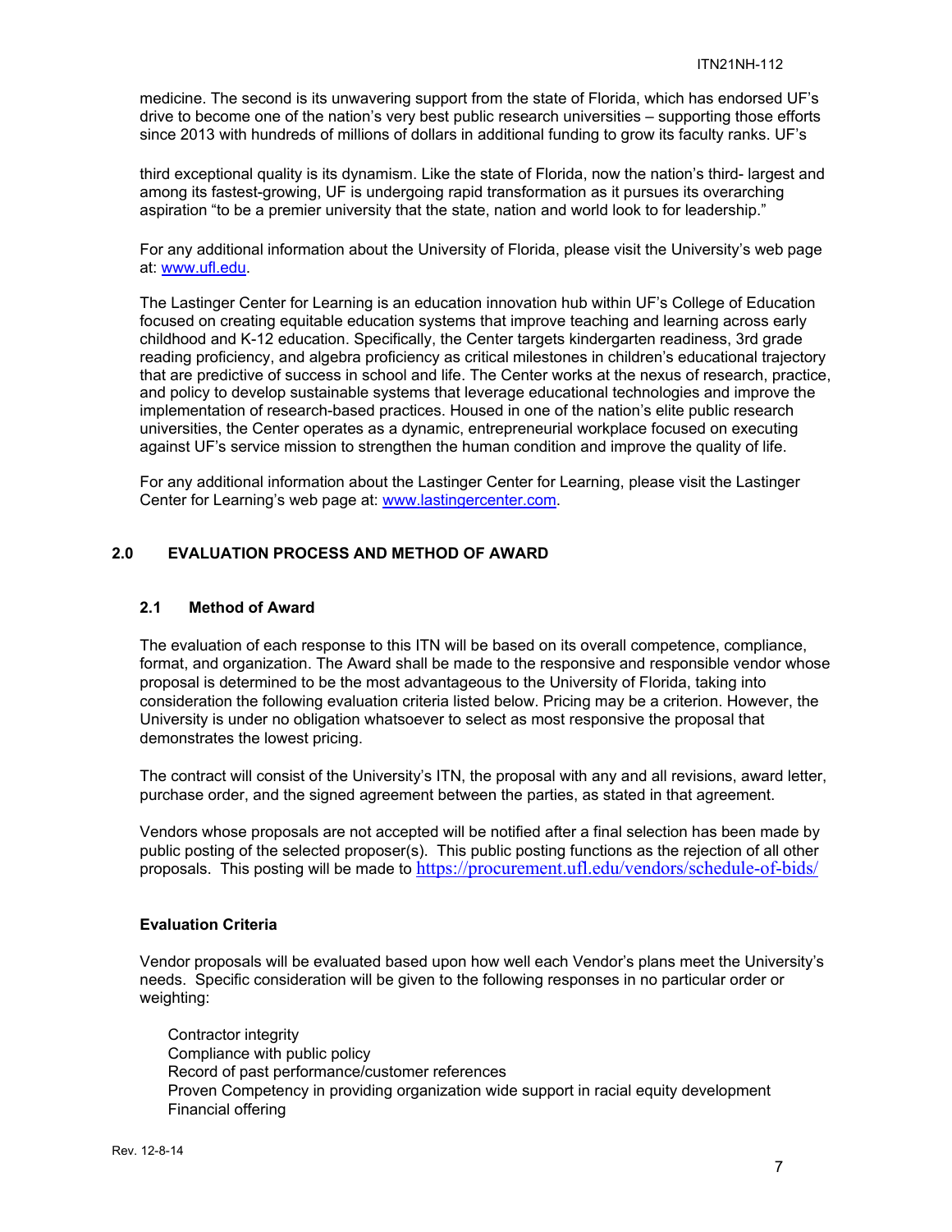medicine. The second is its unwavering support from the state of Florida, which has endorsed UF's drive to become one of the nation's very best public research universities – supporting those efforts since 2013 with hundreds of millions of dollars in additional funding to grow its faculty ranks. UF's

third exceptional quality is its dynamism. Like the state of Florida, now the nation's third- largest and among its fastest-growing, UF is undergoing rapid transformation as it pursues its overarching aspiration "to be a premier university that the state, nation and world look to for leadership."

For any additional information about the University of Florida, please visit the University's web page at: [www.ufl.edu](www.ufl.edu).

The Lastinger Center for Learning is an education innovation hub within UF's College of Education focused on creating equitable education systems that improve teaching and learning across early childhood and K-12 education. Specifically, the Center targets kindergarten readiness, 3rd grade reading proficiency, and algebra proficiency as critical milestones in children's educational trajectory that are predictive of success in school and life. The Center works at the nexus of research, practice, and policy to develop sustainable systems that leverage educational technologies and improve the implementation of research-based practices. Housed in one of the nation's elite public research universities, the Center operates as a dynamic, entrepreneurial workplace focused on executing against UF's service mission to strengthen the human condition and improve the quality of life.

For any additional information about the Lastinger Center for Learning, please visit the Lastinger Center for Learning's web page at: [www.lastingercenter.com](www.lastingercenter.com).

## 2.0 EVALUATION PROCESS AND METHOD OF AWARD

### 2.1 Method of Award

The evaluation of each response to this ITN will be based on its overall competence, compliance, format, and organization. The Award shall be made to the responsive and responsible vendor whose proposal is determined to be the most advantageous to the University of Florida, taking into consideration the following evaluation criteria listed below. Pricing may be a criterion. However, the University is under no obligation whatsoever to select as most responsive the proposal that demonstrates the lowest pricing.

The contract will consist of the University's ITN, the proposal with any and all revisions, award letter, purchase order, and the signed agreement between the parties, as stated in that agreement.

Vendors whose proposals are not accepted will be notified after a final selection has been made by public posting of the selected proposer(s). This public posting functions as the rejection of all other proposals. This posting will be made to [https://procurement.ufl.edu/vendors/schedule-of-bids/](https://procurement.ufl.edu/vendors/schedule-of-bids/)

**Evaluation Criteria**

Vendor proposals will be evaluated based upon how well each Vendor's plans meet the University's needs. Specific consideration will be given to the following responses in no particular order or weighting:

- Contractor integrity
- Compliance with public policy
- Record of past performance/customer references
- Proven Competency in providing organization wide support in racial equity development
- Financial offering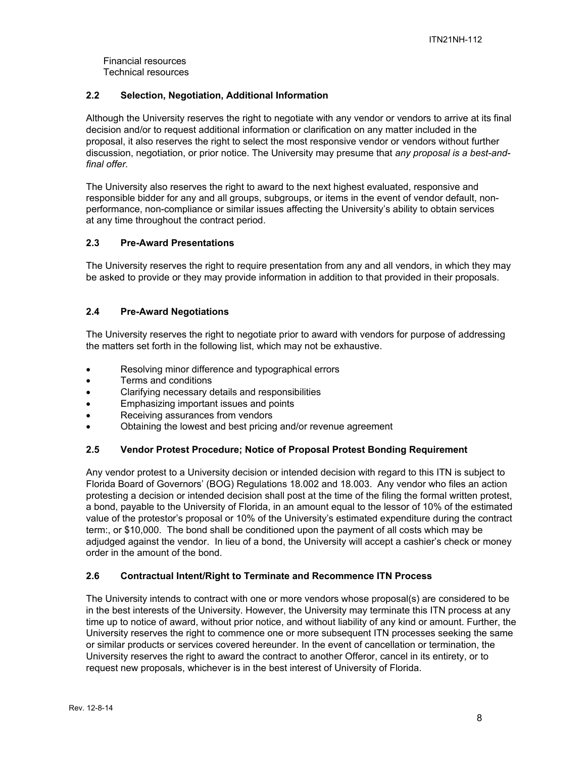Financial resources
Technical resources

### 2.2 Selection, Negotiation, Additional Information

Although the University reserves the right to negotiate with any vendor or vendors to arrive at its final decision and/or to request additional information or clarification on any matter included in the proposal, it also reserves the right to select the most responsive vendor or vendors without further discussion, negotiation, or prior notice. The University may presume that *any proposal is a best-and-final offer.*

The University also reserves the right to award to the next highest evaluated, responsive and responsible bidder for any and all groups, subgroups, or items in the event of vendor default, non-performance, non-compliance or similar issues affecting the University's ability to obtain services at any time throughout the contract period.

### 2.3 Pre-Award Presentations

The University reserves the right to require presentation from any and all vendors, in which they may be asked to provide or they may provide information in addition to that provided in their proposals.

### 2.4 Pre-Award Negotiations

The University reserves the right to negotiate prior to award with vendors for purpose of addressing the matters set forth in the following list, which may not be exhaustive.

- Resolving minor difference and typographical errors
- Terms and conditions
- Clarifying necessary details and responsibilities
- Emphasizing important issues and points
- Receiving assurances from vendors
- Obtaining the lowest and best pricing and/or revenue agreement

### 2.5 Vendor Protest Procedure; Notice of Proposal Protest Bonding Requirement

Any vendor protest to a University decision or intended decision with regard to this ITN is subject to Florida Board of Governors' (BOG) Regulations 18.002 and 18.003. Any vendor who files an action protesting a decision or intended decision shall post at the time of the filing the formal written protest, a bond, payable to the University of Florida, in an amount equal to the lessor of 10% of the estimated value of the protestor's proposal or 10% of the University's estimated expenditure during the contract term:, or $10,000. The bond shall be conditioned upon the payment of all costs which may be adjudged against the vendor. In lieu of a bond, the University will accept a cashier's check or money order in the amount of the bond.

### 2.6 Contractual Intent/Right to Terminate and Recommence ITN Process

The University intends to contract with one or more vendors whose proposal(s) are considered to be in the best interests of the University. However, the University may terminate this ITN process at any time up to notice of award, without prior notice, and without liability of any kind or amount. Further, the University reserves the right to commence one or more subsequent ITN processes seeking the same or similar products or services covered hereunder. In the event of cancellation or termination, the University reserves the right to award the contract to another Offeror, cancel in its entirety, or to request new proposals, whichever is in the best interest of University of Florida.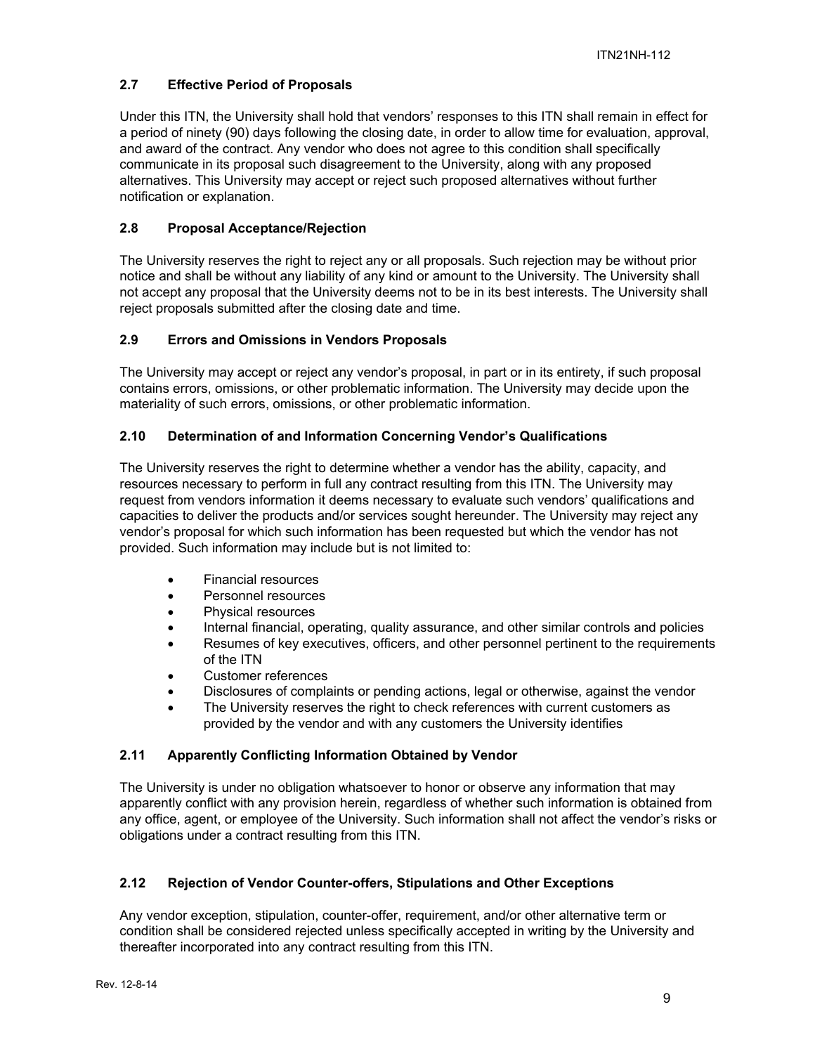### 2.7 Effective Period of Proposals

Under this ITN, the University shall hold that vendors' responses to this ITN shall remain in effect for a period of ninety (90) days following the closing date, in order to allow time for evaluation, approval, and award of the contract. Any vendor who does not agree to this condition shall specifically communicate in its proposal such disagreement to the University, along with any proposed alternatives. This University may accept or reject such proposed alternatives without further notification or explanation.

### 2.8 Proposal Acceptance/Rejection

The University reserves the right to reject any or all proposals. Such rejection may be without prior notice and shall be without any liability of any kind or amount to the University. The University shall not accept any proposal that the University deems not to be in its best interests. The University shall reject proposals submitted after the closing date and time.

### 2.9 Errors and Omissions in Vendors Proposals

The University may accept or reject any vendor's proposal, in part or in its entirety, if such proposal contains errors, omissions, or other problematic information. The University may decide upon the materiality of such errors, omissions, or other problematic information.

### 2.10 Determination of and Information Concerning Vendor's Qualifications

The University reserves the right to determine whether a vendor has the ability, capacity, and resources necessary to perform in full any contract resulting from this ITN. The University may request from vendors information it deems necessary to evaluate such vendors' qualifications and capacities to deliver the products and/or services sought hereunder. The University may reject any vendor's proposal for which such information has been requested but which the vendor has not provided. Such information may include but is not limited to:

- Financial resources
- Personnel resources
- Physical resources
- Internal financial, operating, quality assurance, and other similar controls and policies
- Resumes of key executives, officers, and other personnel pertinent to the requirements of the ITN
- Customer references
- Disclosures of complaints or pending actions, legal or otherwise, against the vendor
- The University reserves the right to check references with current customers as provided by the vendor and with any customers the University identifies

### 2.11 Apparently Conflicting Information Obtained by Vendor

The University is under no obligation whatsoever to honor or observe any information that may apparently conflict with any provision herein, regardless of whether such information is obtained from any office, agent, or employee of the University. Such information shall not affect the vendor's risks or obligations under a contract resulting from this ITN.

### 2.12 Rejection of Vendor Counter-offers, Stipulations and Other Exceptions

Any vendor exception, stipulation, counter-offer, requirement, and/or other alternative term or condition shall be considered rejected unless specifically accepted in writing by the University and thereafter incorporated into any contract resulting from this ITN.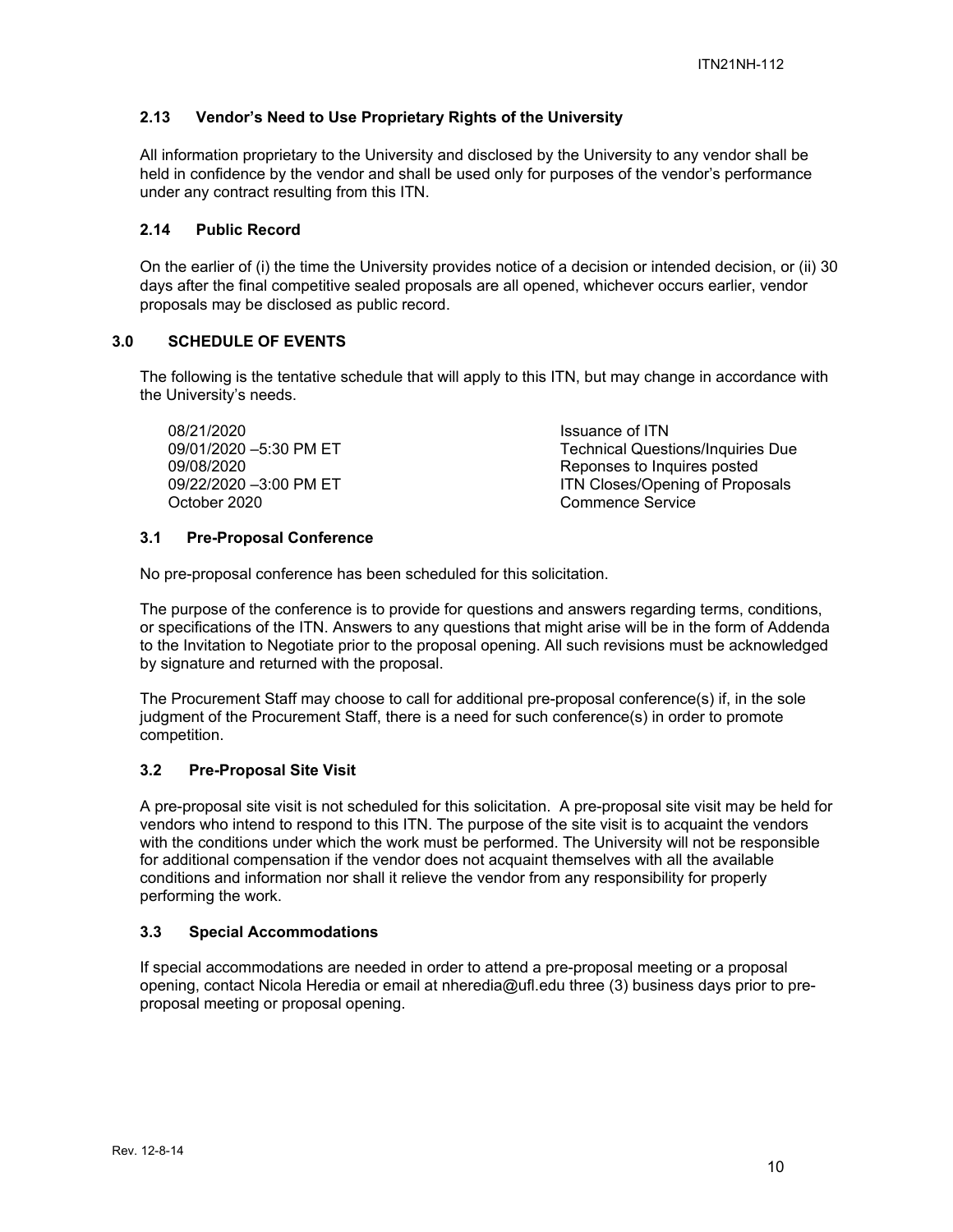### 2.13 Vendor's Need to Use Proprietary Rights of the University

All information proprietary to the University and disclosed by the University to any vendor shall be held in confidence by the vendor and shall be used only for purposes of the vendor's performance under any contract resulting from this ITN.

### 2.14 Public Record

On the earlier of (i) the time the University provides notice of a decision or intended decision, or (ii) 30 days after the final competitive sealed proposals are all opened, whichever occurs earlier, vendor proposals may be disclosed as public record.

## 3.0 SCHEDULE OF EVENTS

The following is the tentative schedule that will apply to this ITN, but may change in accordance with the University's needs.

| | |
|---|---|
| 08/21/2020 | Issuance of ITN |
| 09/01/2020 –5:30 PM ET | Technical Questions/Inquiries Due |
| 09/08/2020 | Reponses to Inquires posted |
| 09/22/2020 –3:00 PM ET | ITN Closes/Opening of Proposals |
| October 2020 | Commence Service |

### 3.1 Pre-Proposal Conference

No pre-proposal conference has been scheduled for this solicitation.

The purpose of the conference is to provide for questions and answers regarding terms, conditions, or specifications of the ITN. Answers to any questions that might arise will be in the form of Addenda to the Invitation to Negotiate prior to the proposal opening. All such revisions must be acknowledged by signature and returned with the proposal.

The Procurement Staff may choose to call for additional pre-proposal conference(s) if, in the sole judgment of the Procurement Staff, there is a need for such conference(s) in order to promote competition.

### 3.2 Pre-Proposal Site Visit

A pre-proposal site visit is not scheduled for this solicitation. A pre-proposal site visit may be held for vendors who intend to respond to this ITN. The purpose of the site visit is to acquaint the vendors with the conditions under which the work must be performed. The University will not be responsible for additional compensation if the vendor does not acquaint themselves with all the available conditions and information nor shall it relieve the vendor from any responsibility for properly performing the work.

### 3.3 Special Accommodations

If special accommodations are needed in order to attend a pre-proposal meeting or a proposal opening, contact Nicola Heredia or email at nheredia@ufl.edu three (3) business days prior to pre-proposal meeting or proposal opening.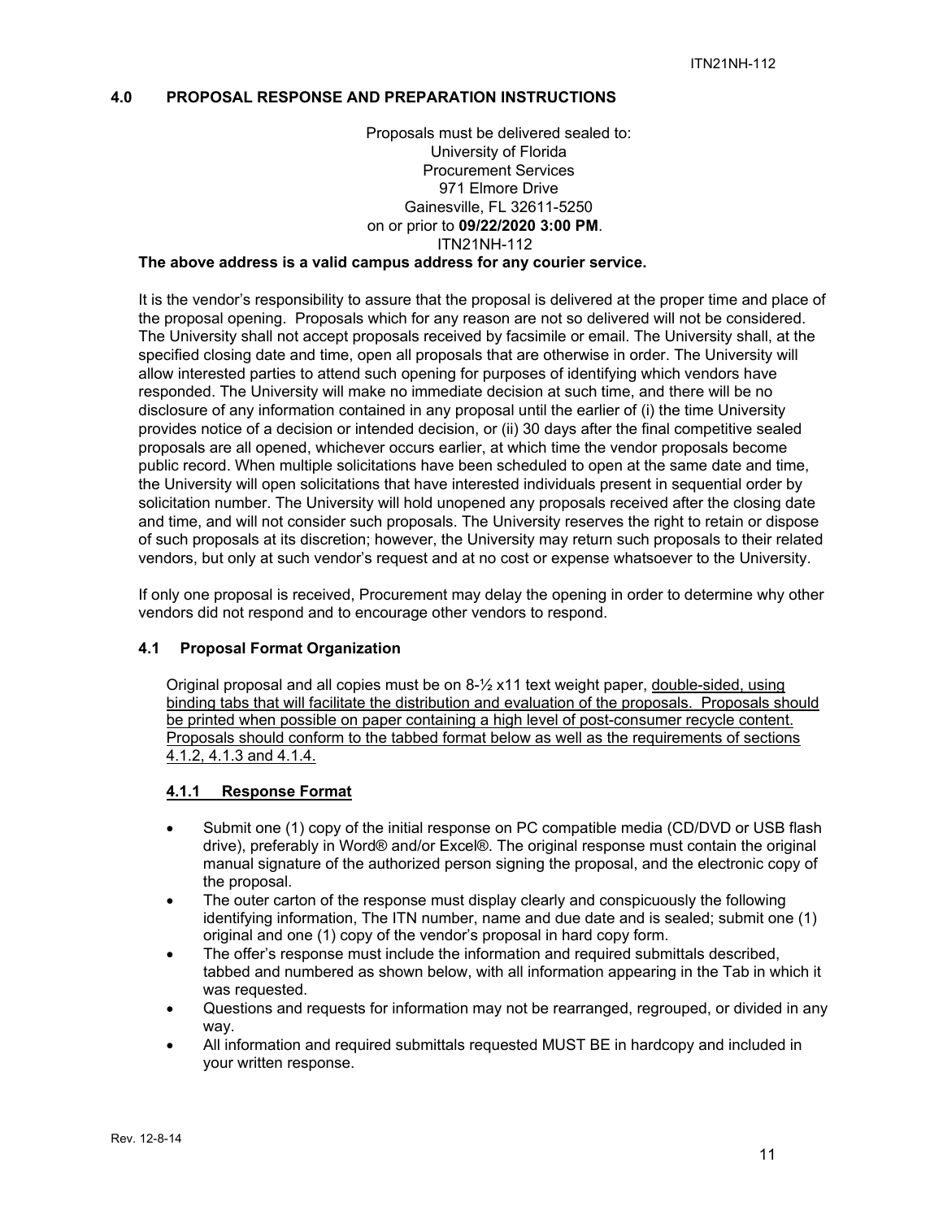## 4.0 PROPOSAL RESPONSE AND PREPARATION INSTRUCTIONS

Proposals must be delivered sealed to:
University of Florida
Procurement Services
971 Elmore Drive
Gainesville, FL 32611-5250
on or prior to **09/22/2020 3:00 PM**.
ITN21NH-112

**The above address is a valid campus address for any courier service.**

It is the vendor's responsibility to assure that the proposal is delivered at the proper time and place of the proposal opening. Proposals which for any reason are not so delivered will not be considered. The University shall not accept proposals received by facsimile or email. The University shall, at the specified closing date and time, open all proposals that are otherwise in order. The University will allow interested parties to attend such opening for purposes of identifying which vendors have responded. The University will make no immediate decision at such time, and there will be no disclosure of any information contained in any proposal until the earlier of (i) the time University provides notice of a decision or intended decision, or (ii) 30 days after the final competitive sealed proposals are all opened, whichever occurs earlier, at which time the vendor proposals become public record. When multiple solicitations have been scheduled to open at the same date and time, the University will open solicitations that have interested individuals present in sequential order by solicitation number. The University will hold unopened any proposals received after the closing date and time, and will not consider such proposals. The University reserves the right to retain or dispose of such proposals at its discretion; however, the University may return such proposals to their related vendors, but only at such vendor's request and at no cost or expense whatsoever to the University.

If only one proposal is received, Procurement may delay the opening in order to determine why other vendors did not respond and to encourage other vendors to respond.

### 4.1 Proposal Format Organization

Original proposal and all copies must be on 8-½ x11 text weight paper, <u>double-sided, using binding tabs that will facilitate the distribution and evaluation of the proposals. Proposals should be printed when possible on paper containing a high level of post-consumer recycle content. Proposals should conform to the tabbed format below as well as the requirements of sections 4.1.2, 4.1.3 and 4.1.4.</u>

#### <u>4.1.1 Response Format</u>

- Submit one (1) copy of the initial response on PC compatible media (CD/DVD or USB flash drive), preferably in Word® and/or Excel®. The original response must contain the original manual signature of the authorized person signing the proposal, and the electronic copy of the proposal.
- The outer carton of the response must display clearly and conspicuously the following identifying information, The ITN number, name and due date and is sealed; submit one (1) original and one (1) copy of the vendor's proposal in hard copy form.
- The offer's response must include the information and required submittals described, tabbed and numbered as shown below, with all information appearing in the Tab in which it was requested.
- Questions and requests for information may not be rearranged, regrouped, or divided in any way.
- All information and required submittals requested MUST BE in hardcopy and included in your written response.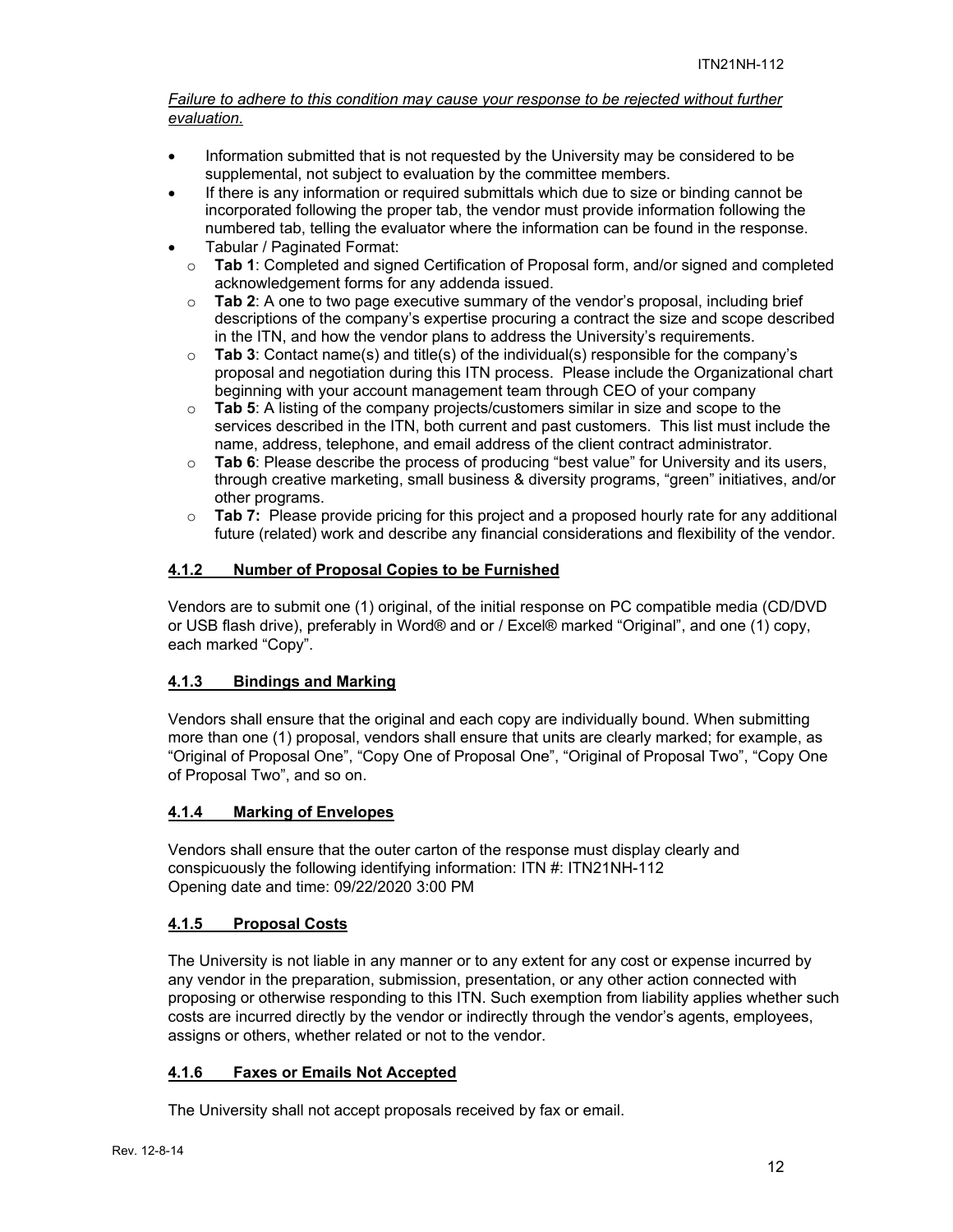*Failure to adhere to this condition may cause your response to be rejected without further evaluation.*

- Information submitted that is not requested by the University may be considered to be supplemental, not subject to evaluation by the committee members.
- If there is any information or required submittals which due to size or binding cannot be incorporated following the proper tab, the vendor must provide information following the numbered tab, telling the evaluator where the information can be found in the response.
- Tabular / Paginated Format:
  - **Tab 1**: Completed and signed Certification of Proposal form, and/or signed and completed acknowledgement forms for any addenda issued.
  - **Tab 2**: A one to two page executive summary of the vendor's proposal, including brief descriptions of the company's expertise procuring a contract the size and scope described in the ITN, and how the vendor plans to address the University's requirements.
  - **Tab 3**: Contact name(s) and title(s) of the individual(s) responsible for the company's proposal and negotiation during this ITN process. Please include the Organizational chart beginning with your account management team through CEO of your company
  - **Tab 5**: A listing of the company projects/customers similar in size and scope to the services described in the ITN, both current and past customers. This list must include the name, address, telephone, and email address of the client contract administrator.
  - **Tab 6**: Please describe the process of producing "best value" for University and its users, through creative marketing, small business & diversity programs, "green" initiatives, and/or other programs.
  - **Tab 7:** Please provide pricing for this project and a proposed hourly rate for any additional future (related) work and describe any financial considerations and flexibility of the vendor.

### 4.1.2 Number of Proposal Copies to be Furnished

Vendors are to submit one (1) original, of the initial response on PC compatible media (CD/DVD or USB flash drive), preferably in Word® and or / Excel® marked "Original", and one (1) copy, each marked "Copy".

### 4.1.3 Bindings and Marking

Vendors shall ensure that the original and each copy are individually bound. When submitting more than one (1) proposal, vendors shall ensure that units are clearly marked; for example, as "Original of Proposal One", "Copy One of Proposal One", "Original of Proposal Two", "Copy One of Proposal Two", and so on.

### 4.1.4 Marking of Envelopes

Vendors shall ensure that the outer carton of the response must display clearly and conspicuously the following identifying information: ITN #: ITN21NH-112
Opening date and time: 09/22/2020 3:00 PM

### 4.1.5 Proposal Costs

The University is not liable in any manner or to any extent for any cost or expense incurred by any vendor in the preparation, submission, presentation, or any other action connected with proposing or otherwise responding to this ITN. Such exemption from liability applies whether such costs are incurred directly by the vendor or indirectly through the vendor's agents, employees, assigns or others, whether related or not to the vendor.

### 4.1.6 Faxes or Emails Not Accepted

The University shall not accept proposals received by fax or email.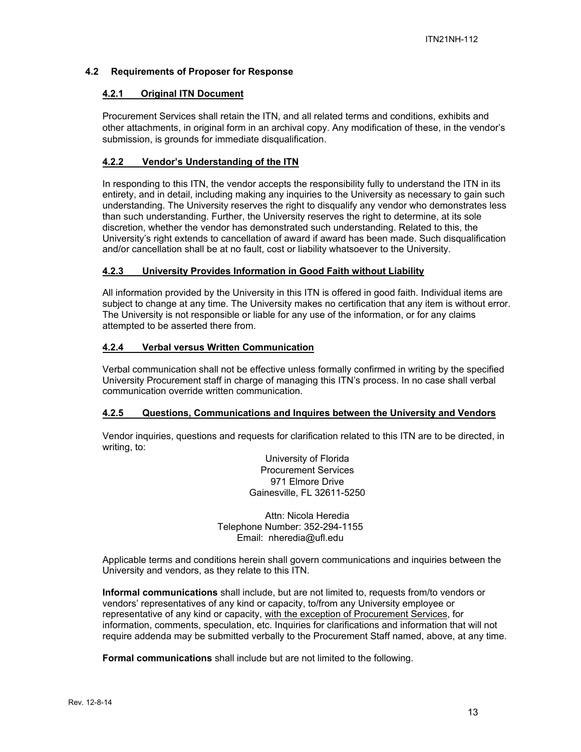### 4.2 Requirements of Proposer for Response

#### 4.2.1 Original ITN Document

Procurement Services shall retain the ITN, and all related terms and conditions, exhibits and other attachments, in original form in an archival copy. Any modification of these, in the vendor's submission, is grounds for immediate disqualification.

#### 4.2.2 Vendor's Understanding of the ITN

In responding to this ITN, the vendor accepts the responsibility fully to understand the ITN in its entirety, and in detail, including making any inquiries to the University as necessary to gain such understanding. The University reserves the right to disqualify any vendor who demonstrates less than such understanding. Further, the University reserves the right to determine, at its sole discretion, whether the vendor has demonstrated such understanding. Related to this, the University's right extends to cancellation of award if award has been made. Such disqualification and/or cancellation shall be at no fault, cost or liability whatsoever to the University.

#### 4.2.3 University Provides Information in Good Faith without Liability

All information provided by the University in this ITN is offered in good faith. Individual items are subject to change at any time. The University makes no certification that any item is without error. The University is not responsible or liable for any use of the information, or for any claims attempted to be asserted there from.

#### 4.2.4 Verbal versus Written Communication

Verbal communication shall not be effective unless formally confirmed in writing by the specified University Procurement staff in charge of managing this ITN's process. In no case shall verbal communication override written communication.

#### 4.2.5 Questions, Communications and Inquires between the University and Vendors

Vendor inquiries, questions and requests for clarification related to this ITN are to be directed, in writing, to:

University of Florida
Procurement Services
971 Elmore Drive
Gainesville, FL 32611-5250

Attn: Nicola Heredia
Telephone Number: 352-294-1155
Email: nheredia@ufl.edu

Applicable terms and conditions herein shall govern communications and inquiries between the University and vendors, as they relate to this ITN.

**Informal communications** shall include, but are not limited to, requests from/to vendors or vendors' representatives of any kind or capacity, to/from any University employee or representative of any kind or capacity, with the exception of Procurement Services, for information, comments, speculation, etc. Inquiries for clarifications and information that will not require addenda may be submitted verbally to the Procurement Staff named, above, at any time.

**Formal communications** shall include but are not limited to the following.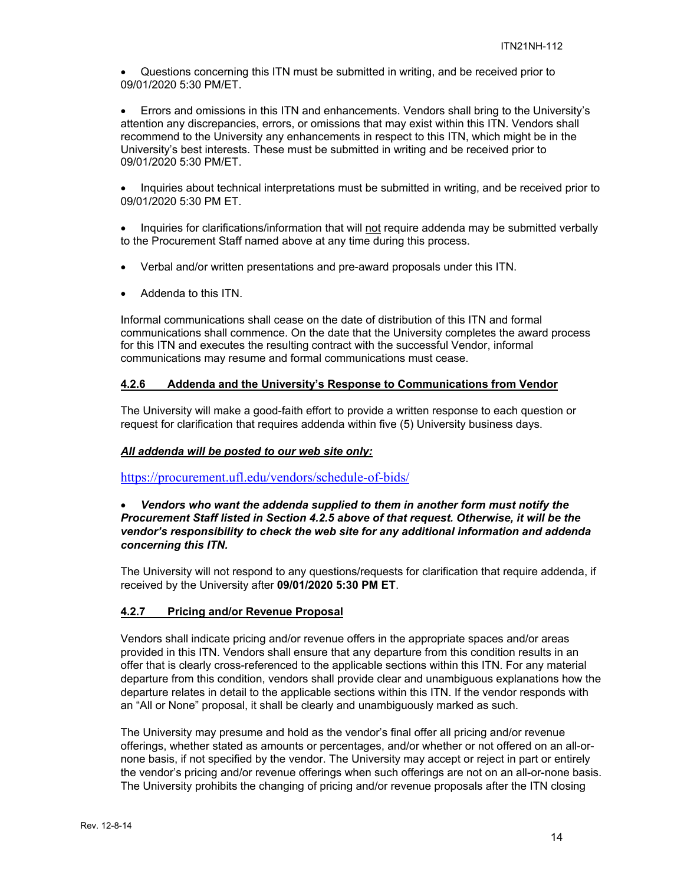- Questions concerning this ITN must be submitted in writing, and be received prior to 09/01/2020 5:30 PM/ET.

- Errors and omissions in this ITN and enhancements. Vendors shall bring to the University's attention any discrepancies, errors, or omissions that may exist within this ITN. Vendors shall recommend to the University any enhancements in respect to this ITN, which might be in the University's best interests. These must be submitted in writing and be received prior to 09/01/2020 5:30 PM/ET.

- Inquiries about technical interpretations must be submitted in writing, and be received prior to 09/01/2020 5:30 PM ET.

- Inquiries for clarifications/information that will <u>not</u> require addenda may be submitted verbally to the Procurement Staff named above at any time during this process.

- Verbal and/or written presentations and pre-award proposals under this ITN.

- Addenda to this ITN.

Informal communications shall cease on the date of distribution of this ITN and formal communications shall commence. On the date that the University completes the award process for this ITN and executes the resulting contract with the successful Vendor, informal communications may resume and formal communications must cease.

#### 4.2.6 Addenda and the University's Response to Communications from Vendor

The University will make a good-faith effort to provide a written response to each question or request for clarification that requires addenda within five (5) University business days.

***All addenda will be posted to our web site only:***

https://procurement.ufl.edu/vendors/schedule-of-bids/

- ***Vendors who want the addenda supplied to them in another form must notify the Procurement Staff listed in Section 4.2.5 above of that request. Otherwise, it will be the vendor's responsibility to check the web site for any additional information and addenda concerning this ITN.***

The University will not respond to any questions/requests for clarification that require addenda, if received by the University after **09/01/2020 5:30 PM ET**.

#### 4.2.7 Pricing and/or Revenue Proposal

Vendors shall indicate pricing and/or revenue offers in the appropriate spaces and/or areas provided in this ITN. Vendors shall ensure that any departure from this condition results in an offer that is clearly cross-referenced to the applicable sections within this ITN. For any material departure from this condition, vendors shall provide clear and unambiguous explanations how the departure relates in detail to the applicable sections within this ITN. If the vendor responds with an "All or None" proposal, it shall be clearly and unambiguously marked as such.

The University may presume and hold as the vendor's final offer all pricing and/or revenue offerings, whether stated as amounts or percentages, and/or whether or not offered on an all-or-none basis, if not specified by the vendor. The University may accept or reject in part or entirely the vendor's pricing and/or revenue offerings when such offerings are not on an all-or-none basis. The University prohibits the changing of pricing and/or revenue proposals after the ITN closing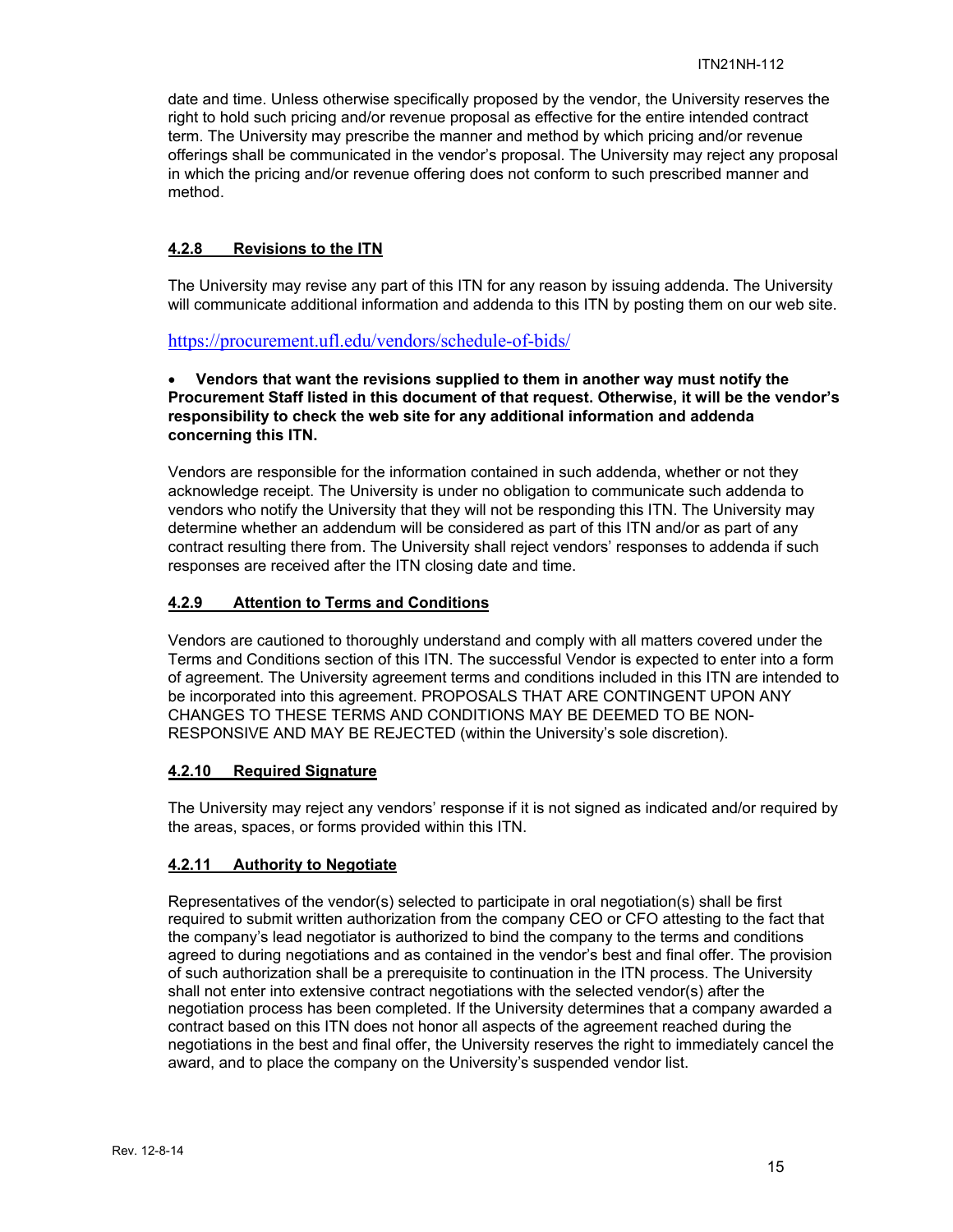date and time. Unless otherwise specifically proposed by the vendor, the University reserves the right to hold such pricing and/or revenue proposal as effective for the entire intended contract term. The University may prescribe the manner and method by which pricing and/or revenue offerings shall be communicated in the vendor's proposal. The University may reject any proposal in which the pricing and/or revenue offering does not conform to such prescribed manner and method.

#### 4.2.8 Revisions to the ITN

The University may revise any part of this ITN for any reason by issuing addenda. The University will communicate additional information and addenda to this ITN by posting them on our web site.

https://procurement.ufl.edu/vendors/schedule-of-bids/

- **Vendors that want the revisions supplied to them in another way must notify the Procurement Staff listed in this document of that request. Otherwise, it will be the vendor's responsibility to check the web site for any additional information and addenda concerning this ITN.**

Vendors are responsible for the information contained in such addenda, whether or not they acknowledge receipt. The University is under no obligation to communicate such addenda to vendors who notify the University that they will not be responding this ITN. The University may determine whether an addendum will be considered as part of this ITN and/or as part of any contract resulting there from. The University shall reject vendors' responses to addenda if such responses are received after the ITN closing date and time.

#### 4.2.9 Attention to Terms and Conditions

Vendors are cautioned to thoroughly understand and comply with all matters covered under the Terms and Conditions section of this ITN. The successful Vendor is expected to enter into a form of agreement. The University agreement terms and conditions included in this ITN are intended to be incorporated into this agreement. PROPOSALS THAT ARE CONTINGENT UPON ANY CHANGES TO THESE TERMS AND CONDITIONS MAY BE DEEMED TO BE NON-RESPONSIVE AND MAY BE REJECTED (within the University's sole discretion).

#### 4.2.10 Required Signature

The University may reject any vendors' response if it is not signed as indicated and/or required by the areas, spaces, or forms provided within this ITN.

#### 4.2.11 Authority to Negotiate

Representatives of the vendor(s) selected to participate in oral negotiation(s) shall be first required to submit written authorization from the company CEO or CFO attesting to the fact that the company's lead negotiator is authorized to bind the company to the terms and conditions agreed to during negotiations and as contained in the vendor's best and final offer. The provision of such authorization shall be a prerequisite to continuation in the ITN process. The University shall not enter into extensive contract negotiations with the selected vendor(s) after the negotiation process has been completed. If the University determines that a company awarded a contract based on this ITN does not honor all aspects of the agreement reached during the negotiations in the best and final offer, the University reserves the right to immediately cancel the award, and to place the company on the University's suspended vendor list.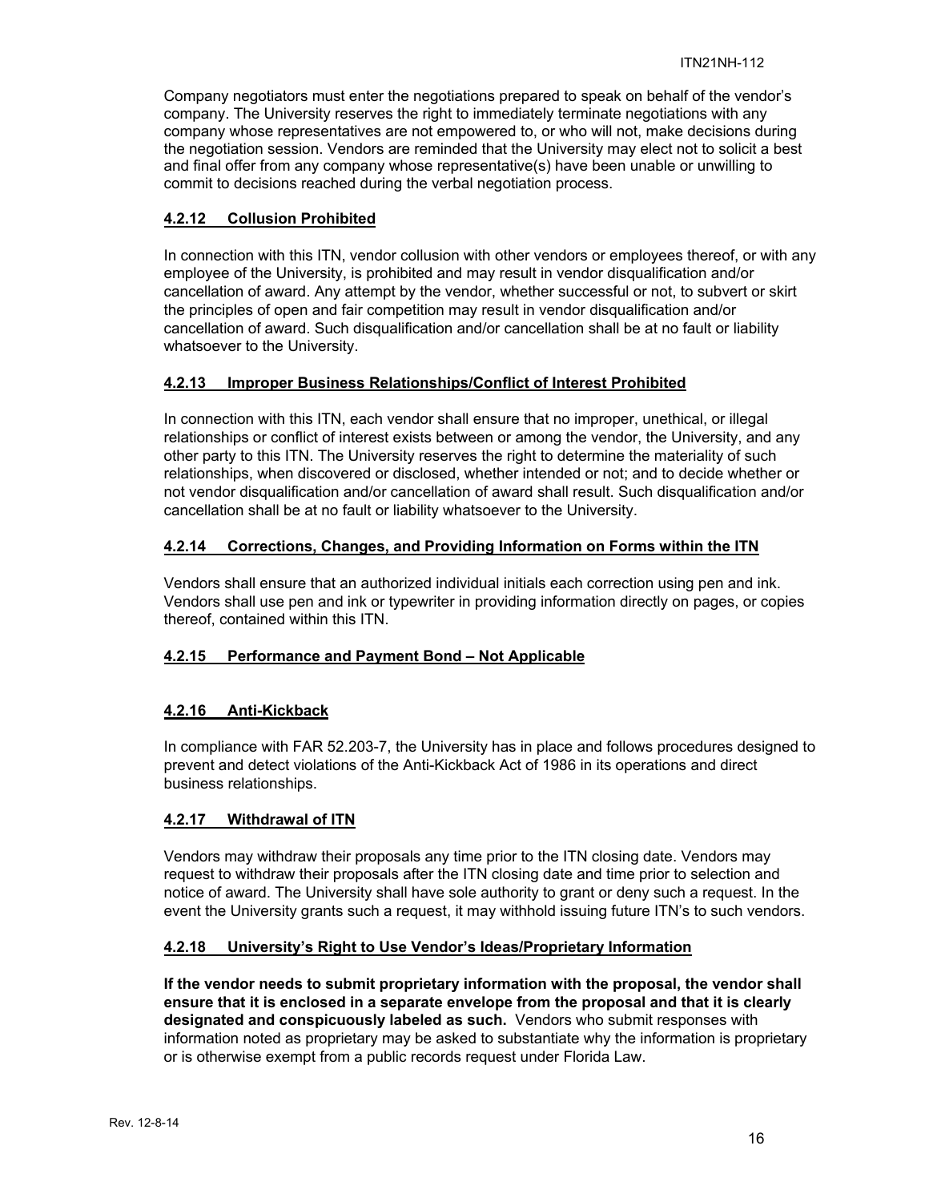Company negotiators must enter the negotiations prepared to speak on behalf of the vendor's company. The University reserves the right to immediately terminate negotiations with any company whose representatives are not empowered to, or who will not, make decisions during the negotiation session. Vendors are reminded that the University may elect not to solicit a best and final offer from any company whose representative(s) have been unable or unwilling to commit to decisions reached during the verbal negotiation process.

### 4.2.12 Collusion Prohibited

In connection with this ITN, vendor collusion with other vendors or employees thereof, or with any employee of the University, is prohibited and may result in vendor disqualification and/or cancellation of award. Any attempt by the vendor, whether successful or not, to subvert or skirt the principles of open and fair competition may result in vendor disqualification and/or cancellation of award. Such disqualification and/or cancellation shall be at no fault or liability whatsoever to the University.

### 4.2.13 Improper Business Relationships/Conflict of Interest Prohibited

In connection with this ITN, each vendor shall ensure that no improper, unethical, or illegal relationships or conflict of interest exists between or among the vendor, the University, and any other party to this ITN. The University reserves the right to determine the materiality of such relationships, when discovered or disclosed, whether intended or not; and to decide whether or not vendor disqualification and/or cancellation of award shall result. Such disqualification and/or cancellation shall be at no fault or liability whatsoever to the University.

### 4.2.14 Corrections, Changes, and Providing Information on Forms within the ITN

Vendors shall ensure that an authorized individual initials each correction using pen and ink. Vendors shall use pen and ink or typewriter in providing information directly on pages, or copies thereof, contained within this ITN.

### 4.2.15 Performance and Payment Bond – Not Applicable

### 4.2.16 Anti-Kickback

In compliance with FAR 52.203-7, the University has in place and follows procedures designed to prevent and detect violations of the Anti-Kickback Act of 1986 in its operations and direct business relationships.

### 4.2.17 Withdrawal of ITN

Vendors may withdraw their proposals any time prior to the ITN closing date. Vendors may request to withdraw their proposals after the ITN closing date and time prior to selection and notice of award. The University shall have sole authority to grant or deny such a request. In the event the University grants such a request, it may withhold issuing future ITN's to such vendors.

### 4.2.18 University's Right to Use Vendor's Ideas/Proprietary Information

**If the vendor needs to submit proprietary information with the proposal, the vendor shall ensure that it is enclosed in a separate envelope from the proposal and that it is clearly designated and conspicuously labeled as such.** Vendors who submit responses with information noted as proprietary may be asked to substantiate why the information is proprietary or is otherwise exempt from a public records request under Florida Law.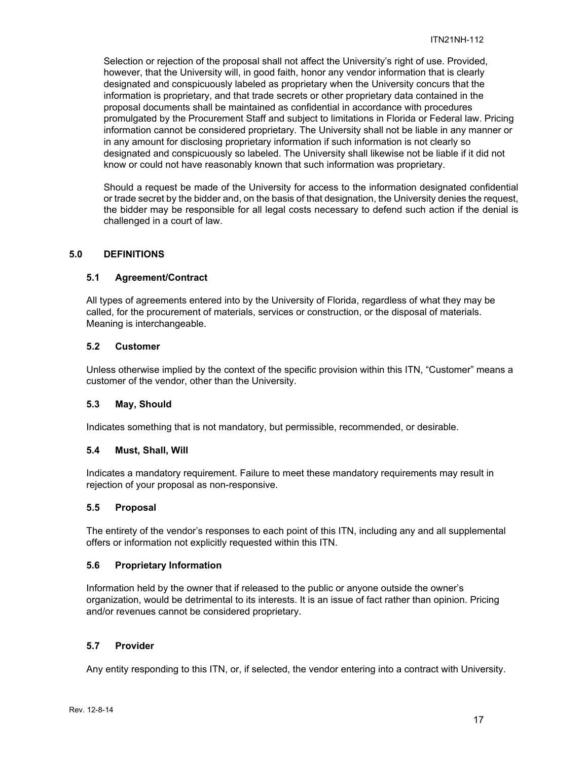Selection or rejection of the proposal shall not affect the University's right of use. Provided, however, that the University will, in good faith, honor any vendor information that is clearly designated and conspicuously labeled as proprietary when the University concurs that the information is proprietary, and that trade secrets or other proprietary data contained in the proposal documents shall be maintained as confidential in accordance with procedures promulgated by the Procurement Staff and subject to limitations in Florida or Federal law. Pricing information cannot be considered proprietary. The University shall not be liable in any manner or in any amount for disclosing proprietary information if such information is not clearly so designated and conspicuously so labeled. The University shall likewise not be liable if it did not know or could not have reasonably known that such information was proprietary.

Should a request be made of the University for access to the information designated confidential or trade secret by the bidder and, on the basis of that designation, the University denies the request, the bidder may be responsible for all legal costs necessary to defend such action if the denial is challenged in a court of law.

## 5.0 DEFINITIONS

### 5.1 Agreement/Contract

All types of agreements entered into by the University of Florida, regardless of what they may be called, for the procurement of materials, services or construction, or the disposal of materials. Meaning is interchangeable.

### 5.2 Customer

Unless otherwise implied by the context of the specific provision within this ITN, "Customer" means a customer of the vendor, other than the University.

### 5.3 May, Should

Indicates something that is not mandatory, but permissible, recommended, or desirable.

### 5.4 Must, Shall, Will

Indicates a mandatory requirement. Failure to meet these mandatory requirements may result in rejection of your proposal as non-responsive.

### 5.5 Proposal

The entirety of the vendor's responses to each point of this ITN, including any and all supplemental offers or information not explicitly requested within this ITN.

### 5.6 Proprietary Information

Information held by the owner that if released to the public or anyone outside the owner's organization, would be detrimental to its interests. It is an issue of fact rather than opinion. Pricing and/or revenues cannot be considered proprietary.

### 5.7 Provider

Any entity responding to this ITN, or, if selected, the vendor entering into a contract with University.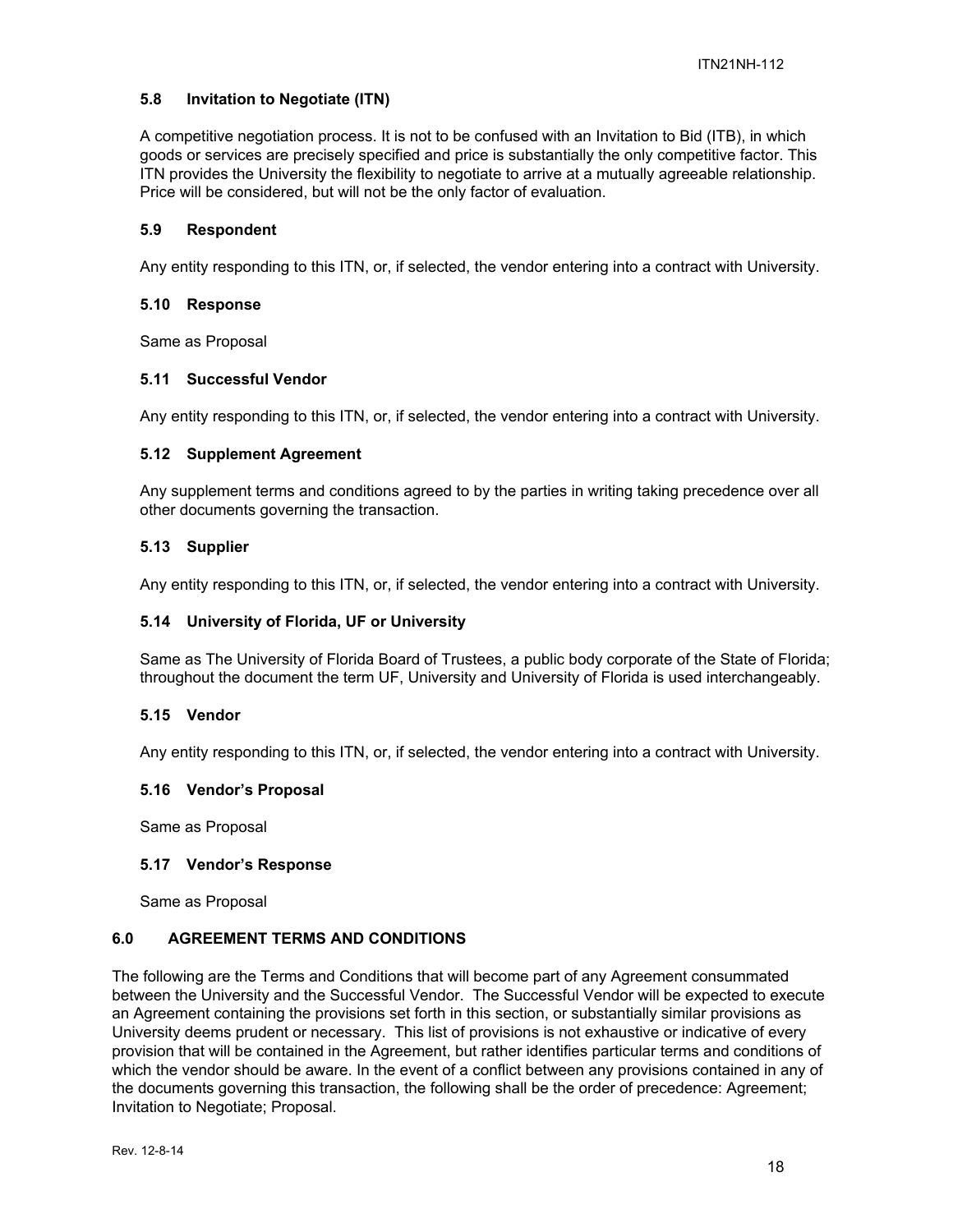### 5.8 Invitation to Negotiate (ITN)

A competitive negotiation process. It is not to be confused with an Invitation to Bid (ITB), in which goods or services are precisely specified and price is substantially the only competitive factor. This ITN provides the University the flexibility to negotiate to arrive at a mutually agreeable relationship. Price will be considered, but will not be the only factor of evaluation.

### 5.9 Respondent

Any entity responding to this ITN, or, if selected, the vendor entering into a contract with University.

### 5.10 Response

Same as Proposal

### 5.11 Successful Vendor

Any entity responding to this ITN, or, if selected, the vendor entering into a contract with University.

### 5.12 Supplement Agreement

Any supplement terms and conditions agreed to by the parties in writing taking precedence over all other documents governing the transaction.

### 5.13 Supplier

Any entity responding to this ITN, or, if selected, the vendor entering into a contract with University.

### 5.14 University of Florida, UF or University

Same as The University of Florida Board of Trustees, a public body corporate of the State of Florida; throughout the document the term UF, University and University of Florida is used interchangeably.

### 5.15 Vendor

Any entity responding to this ITN, or, if selected, the vendor entering into a contract with University.

### 5.16 Vendor's Proposal

Same as Proposal

### 5.17 Vendor's Response

Same as Proposal

## 6.0 AGREEMENT TERMS AND CONDITIONS

The following are the Terms and Conditions that will become part of any Agreement consummated between the University and the Successful Vendor. The Successful Vendor will be expected to execute an Agreement containing the provisions set forth in this section, or substantially similar provisions as University deems prudent or necessary. This list of provisions is not exhaustive or indicative of every provision that will be contained in the Agreement, but rather identifies particular terms and conditions of which the vendor should be aware. In the event of a conflict between any provisions contained in any of the documents governing this transaction, the following shall be the order of precedence: Agreement; Invitation to Negotiate; Proposal.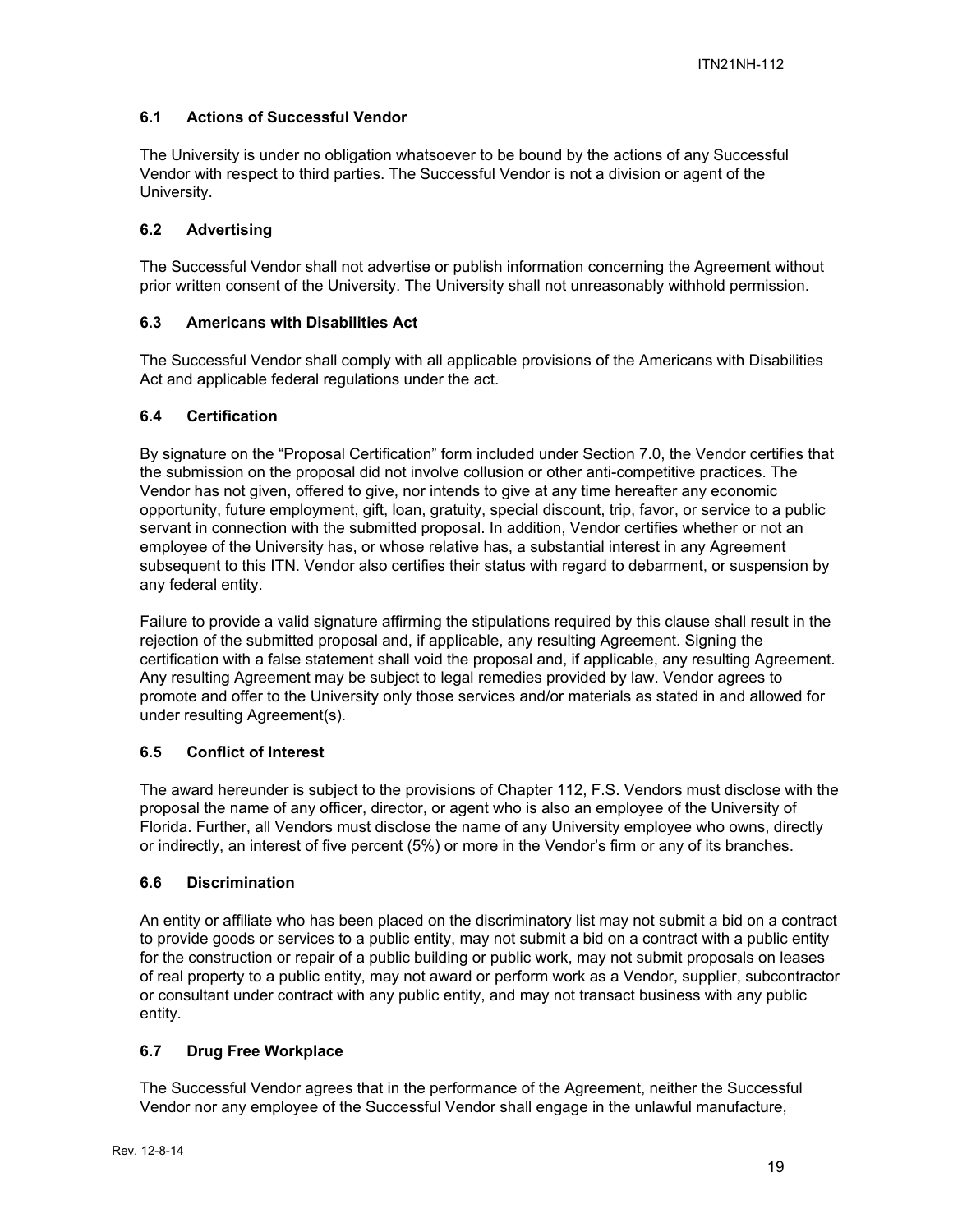### 6.1 Actions of Successful Vendor

The University is under no obligation whatsoever to be bound by the actions of any Successful Vendor with respect to third parties. The Successful Vendor is not a division or agent of the University.

### 6.2 Advertising

The Successful Vendor shall not advertise or publish information concerning the Agreement without prior written consent of the University. The University shall not unreasonably withhold permission.

### 6.3 Americans with Disabilities Act

The Successful Vendor shall comply with all applicable provisions of the Americans with Disabilities Act and applicable federal regulations under the act.

### 6.4 Certification

By signature on the "Proposal Certification" form included under Section 7.0, the Vendor certifies that the submission on the proposal did not involve collusion or other anti-competitive practices. The Vendor has not given, offered to give, nor intends to give at any time hereafter any economic opportunity, future employment, gift, loan, gratuity, special discount, trip, favor, or service to a public servant in connection with the submitted proposal. In addition, Vendor certifies whether or not an employee of the University has, or whose relative has, a substantial interest in any Agreement subsequent to this ITN. Vendor also certifies their status with regard to debarment, or suspension by any federal entity.

Failure to provide a valid signature affirming the stipulations required by this clause shall result in the rejection of the submitted proposal and, if applicable, any resulting Agreement. Signing the certification with a false statement shall void the proposal and, if applicable, any resulting Agreement. Any resulting Agreement may be subject to legal remedies provided by law. Vendor agrees to promote and offer to the University only those services and/or materials as stated in and allowed for under resulting Agreement(s).

### 6.5 Conflict of Interest

The award hereunder is subject to the provisions of Chapter 112, F.S. Vendors must disclose with the proposal the name of any officer, director, or agent who is also an employee of the University of Florida. Further, all Vendors must disclose the name of any University employee who owns, directly or indirectly, an interest of five percent (5%) or more in the Vendor's firm or any of its branches.

### 6.6 Discrimination

An entity or affiliate who has been placed on the discriminatory list may not submit a bid on a contract to provide goods or services to a public entity, may not submit a bid on a contract with a public entity for the construction or repair of a public building or public work, may not submit proposals on leases of real property to a public entity, may not award or perform work as a Vendor, supplier, subcontractor or consultant under contract with any public entity, and may not transact business with any public entity.

### 6.7 Drug Free Workplace

The Successful Vendor agrees that in the performance of the Agreement, neither the Successful Vendor nor any employee of the Successful Vendor shall engage in the unlawful manufacture,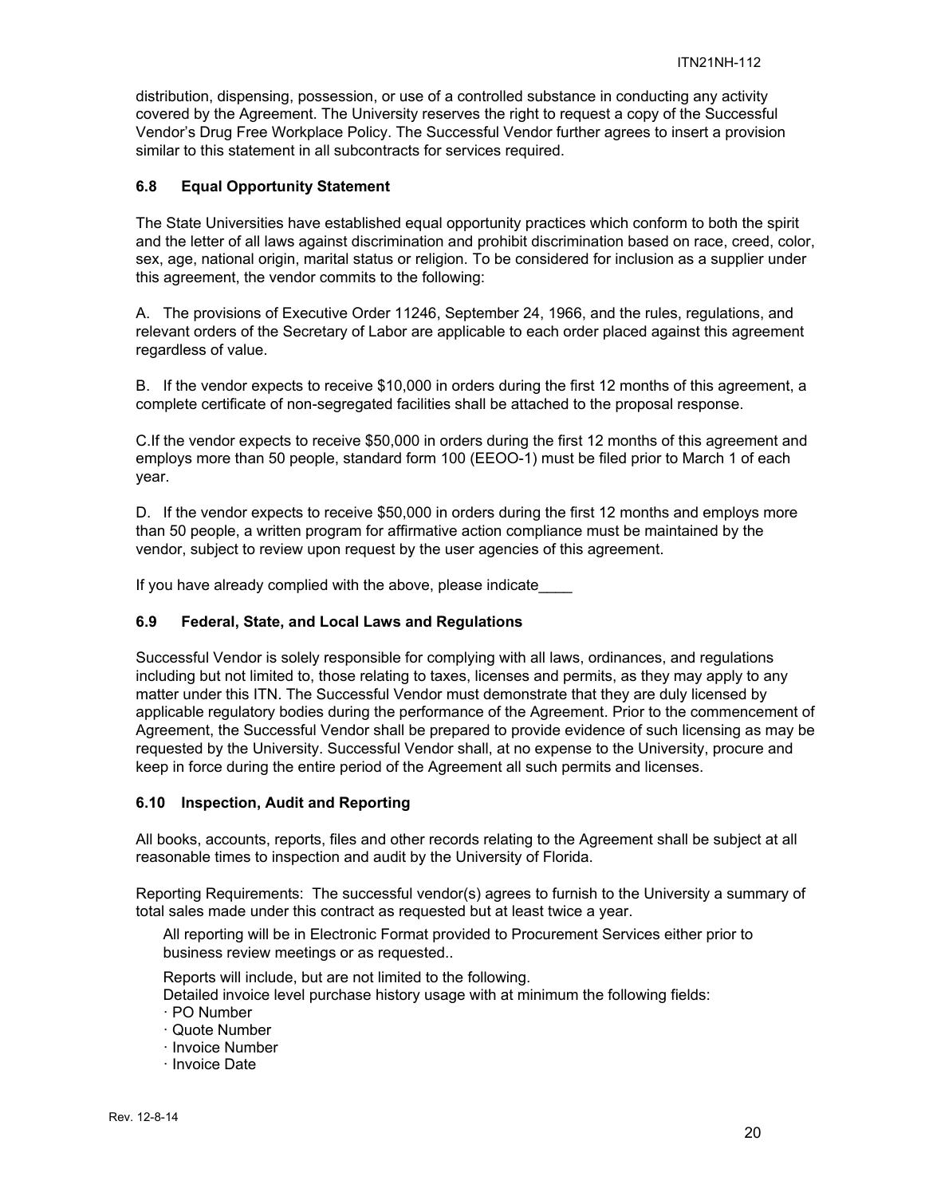distribution, dispensing, possession, or use of a controlled substance in conducting any activity covered by the Agreement. The University reserves the right to request a copy of the Successful Vendor's Drug Free Workplace Policy. The Successful Vendor further agrees to insert a provision similar to this statement in all subcontracts for services required.

### 6.8 Equal Opportunity Statement

The State Universities have established equal opportunity practices which conform to both the spirit and the letter of all laws against discrimination and prohibit discrimination based on race, creed, color, sex, age, national origin, marital status or religion. To be considered for inclusion as a supplier under this agreement, the vendor commits to the following:

A. The provisions of Executive Order 11246, September 24, 1966, and the rules, regulations, and relevant orders of the Secretary of Labor are applicable to each order placed against this agreement regardless of value.

B. If the vendor expects to receive $10,000 in orders during the first 12 months of this agreement, a complete certificate of non-segregated facilities shall be attached to the proposal response.

C.If the vendor expects to receive $50,000 in orders during the first 12 months of this agreement and employs more than 50 people, standard form 100 (EEOO-1) must be filed prior to March 1 of each year.

D. If the vendor expects to receive $50,000 in orders during the first 12 months and employs more than 50 people, a written program for affirmative action compliance must be maintained by the vendor, subject to review upon request by the user agencies of this agreement.

If you have already complied with the above, please indicate____

### 6.9 Federal, State, and Local Laws and Regulations

Successful Vendor is solely responsible for complying with all laws, ordinances, and regulations including but not limited to, those relating to taxes, licenses and permits, as they may apply to any matter under this ITN. The Successful Vendor must demonstrate that they are duly licensed by applicable regulatory bodies during the performance of the Agreement. Prior to the commencement of Agreement, the Successful Vendor shall be prepared to provide evidence of such licensing as may be requested by the University. Successful Vendor shall, at no expense to the University, procure and keep in force during the entire period of the Agreement all such permits and licenses.

### 6.10 Inspection, Audit and Reporting

All books, accounts, reports, files and other records relating to the Agreement shall be subject at all reasonable times to inspection and audit by the University of Florida.

Reporting Requirements: The successful vendor(s) agrees to furnish to the University a summary of total sales made under this contract as requested but at least twice a year.

All reporting will be in Electronic Format provided to Procurement Services either prior to business review meetings or as requested..

Reports will include, but are not limited to the following.
Detailed invoice level purchase history usage with at minimum the following fields:

- PO Number
- Quote Number
- Invoice Number
- Invoice Date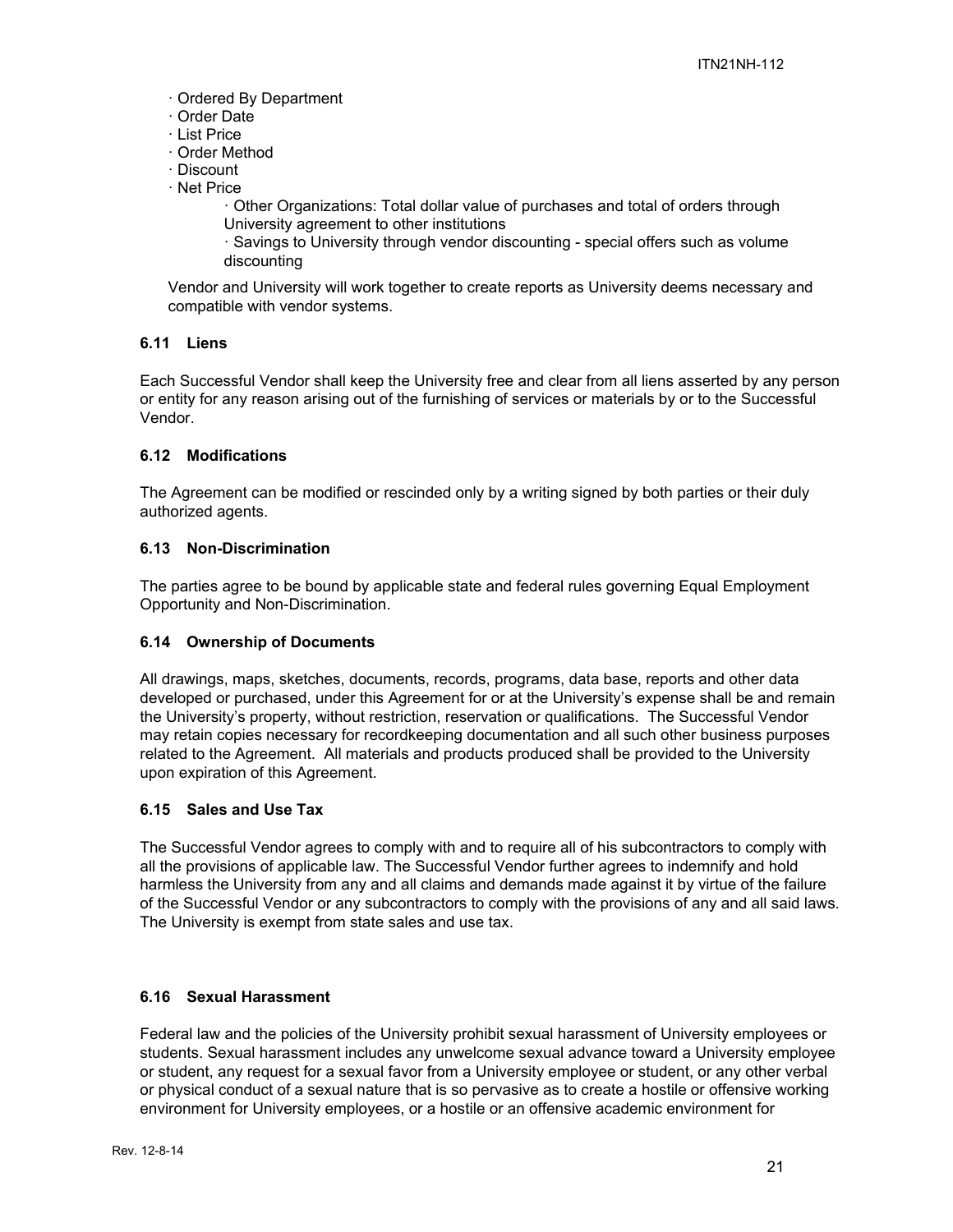- Ordered By Department
- Order Date
- List Price
- Order Method
- Discount
- Net Price
    - Other Organizations: Total dollar value of purchases and total of orders through University agreement to other institutions
    - Savings to University through vendor discounting - special offers such as volume discounting

Vendor and University will work together to create reports as University deems necessary and compatible with vendor systems.

### 6.11 Liens

Each Successful Vendor shall keep the University free and clear from all liens asserted by any person or entity for any reason arising out of the furnishing of services or materials by or to the Successful Vendor.

### 6.12 Modifications

The Agreement can be modified or rescinded only by a writing signed by both parties or their duly authorized agents.

### 6.13 Non-Discrimination

The parties agree to be bound by applicable state and federal rules governing Equal Employment Opportunity and Non-Discrimination.

### 6.14 Ownership of Documents

All drawings, maps, sketches, documents, records, programs, data base, reports and other data developed or purchased, under this Agreement for or at the University's expense shall be and remain the University's property, without restriction, reservation or qualifications. The Successful Vendor may retain copies necessary for recordkeeping documentation and all such other business purposes related to the Agreement. All materials and products produced shall be provided to the University upon expiration of this Agreement.

### 6.15 Sales and Use Tax

The Successful Vendor agrees to comply with and to require all of his subcontractors to comply with all the provisions of applicable law. The Successful Vendor further agrees to indemnify and hold harmless the University from any and all claims and demands made against it by virtue of the failure of the Successful Vendor or any subcontractors to comply with the provisions of any and all said laws. The University is exempt from state sales and use tax.

### 6.16 Sexual Harassment

Federal law and the policies of the University prohibit sexual harassment of University employees or students. Sexual harassment includes any unwelcome sexual advance toward a University employee or student, any request for a sexual favor from a University employee or student, or any other verbal or physical conduct of a sexual nature that is so pervasive as to create a hostile or offensive working environment for University employees, or a hostile or an offensive academic environment for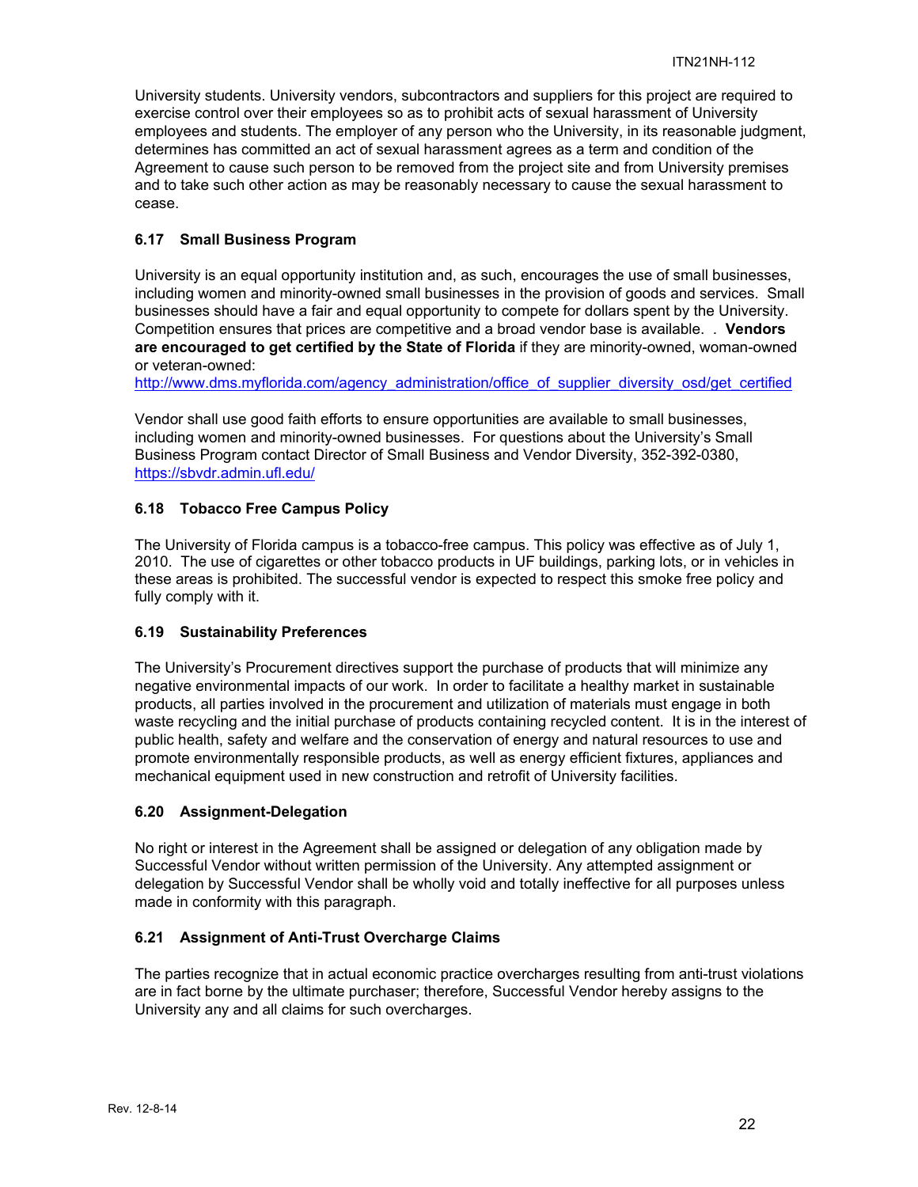University students. University vendors, subcontractors and suppliers for this project are required to exercise control over their employees so as to prohibit acts of sexual harassment of University employees and students. The employer of any person who the University, in its reasonable judgment, determines has committed an act of sexual harassment agrees as a term and condition of the Agreement to cause such person to be removed from the project site and from University premises and to take such other action as may be reasonably necessary to cause the sexual harassment to cease.

### 6.17 Small Business Program

University is an equal opportunity institution and, as such, encourages the use of small businesses, including women and minority-owned small businesses in the provision of goods and services. Small businesses should have a fair and equal opportunity to compete for dollars spent by the University. Competition ensures that prices are competitive and a broad vendor base is available. . **Vendors are encouraged to get certified by the State of Florida** if they are minority-owned, woman-owned or veteran-owned:
http://www.dms.myflorida.com/agency_administration/office_of_supplier_diversity_osd/get_certified

Vendor shall use good faith efforts to ensure opportunities are available to small businesses, including women and minority-owned businesses. For questions about the University's Small Business Program contact Director of Small Business and Vendor Diversity, 352-392-0380, https://sbvdr.admin.ufl.edu/

### 6.18 Tobacco Free Campus Policy

The University of Florida campus is a tobacco-free campus. This policy was effective as of July 1, 2010. The use of cigarettes or other tobacco products in UF buildings, parking lots, or in vehicles in these areas is prohibited. The successful vendor is expected to respect this smoke free policy and fully comply with it.

### 6.19 Sustainability Preferences

The University's Procurement directives support the purchase of products that will minimize any negative environmental impacts of our work. In order to facilitate a healthy market in sustainable products, all parties involved in the procurement and utilization of materials must engage in both waste recycling and the initial purchase of products containing recycled content. It is in the interest of public health, safety and welfare and the conservation of energy and natural resources to use and promote environmentally responsible products, as well as energy efficient fixtures, appliances and mechanical equipment used in new construction and retrofit of University facilities.

### 6.20 Assignment-Delegation

No right or interest in the Agreement shall be assigned or delegation of any obligation made by Successful Vendor without written permission of the University. Any attempted assignment or delegation by Successful Vendor shall be wholly void and totally ineffective for all purposes unless made in conformity with this paragraph.

### 6.21 Assignment of Anti-Trust Overcharge Claims

The parties recognize that in actual economic practice overcharges resulting from anti-trust violations are in fact borne by the ultimate purchaser; therefore, Successful Vendor hereby assigns to the University any and all claims for such overcharges.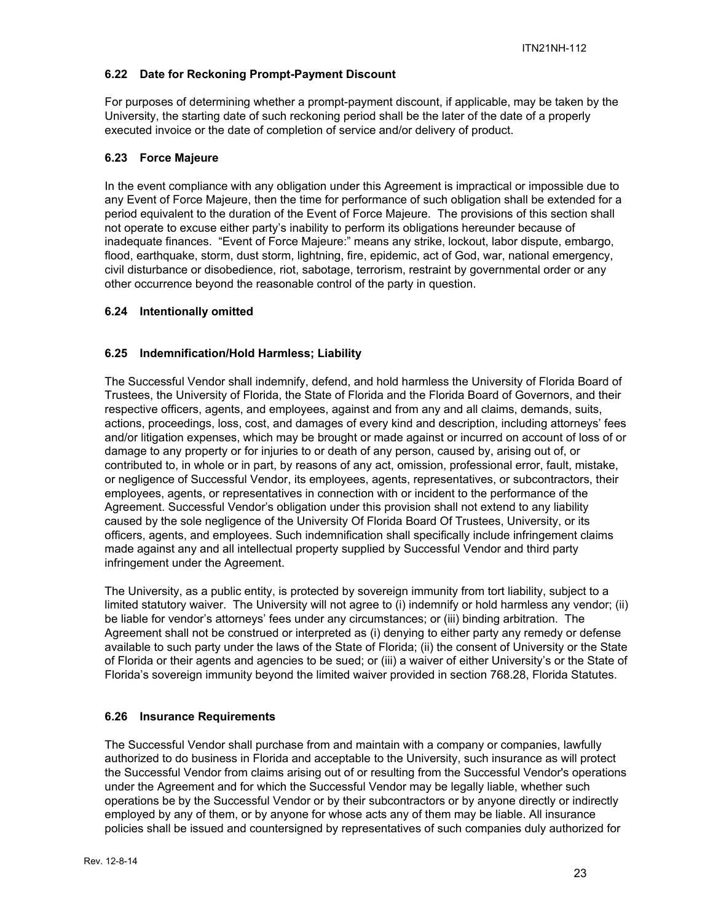### 6.22 Date for Reckoning Prompt-Payment Discount

For purposes of determining whether a prompt-payment discount, if applicable, may be taken by the University, the starting date of such reckoning period shall be the later of the date of a properly executed invoice or the date of completion of service and/or delivery of product.

### 6.23 Force Majeure

In the event compliance with any obligation under this Agreement is impractical or impossible due to any Event of Force Majeure, then the time for performance of such obligation shall be extended for a period equivalent to the duration of the Event of Force Majeure. The provisions of this section shall not operate to excuse either party's inability to perform its obligations hereunder because of inadequate finances. "Event of Force Majeure:" means any strike, lockout, labor dispute, embargo, flood, earthquake, storm, dust storm, lightning, fire, epidemic, act of God, war, national emergency, civil disturbance or disobedience, riot, sabotage, terrorism, restraint by governmental order or any other occurrence beyond the reasonable control of the party in question.

### 6.24 Intentionally omitted

### 6.25 Indemnification/Hold Harmless; Liability

The Successful Vendor shall indemnify, defend, and hold harmless the University of Florida Board of Trustees, the University of Florida, the State of Florida and the Florida Board of Governors, and their respective officers, agents, and employees, against and from any and all claims, demands, suits, actions, proceedings, loss, cost, and damages of every kind and description, including attorneys' fees and/or litigation expenses, which may be brought or made against or incurred on account of loss of or damage to any property or for injuries to or death of any person, caused by, arising out of, or contributed to, in whole or in part, by reasons of any act, omission, professional error, fault, mistake, or negligence of Successful Vendor, its employees, agents, representatives, or subcontractors, their employees, agents, or representatives in connection with or incident to the performance of the Agreement. Successful Vendor's obligation under this provision shall not extend to any liability caused by the sole negligence of the University Of Florida Board Of Trustees, University, or its officers, agents, and employees. Such indemnification shall specifically include infringement claims made against any and all intellectual property supplied by Successful Vendor and third party infringement under the Agreement.

The University, as a public entity, is protected by sovereign immunity from tort liability, subject to a limited statutory waiver. The University will not agree to (i) indemnify or hold harmless any vendor; (ii) be liable for vendor's attorneys' fees under any circumstances; or (iii) binding arbitration. The Agreement shall not be construed or interpreted as (i) denying to either party any remedy or defense available to such party under the laws of the State of Florida; (ii) the consent of University or the State of Florida or their agents and agencies to be sued; or (iii) a waiver of either University's or the State of Florida's sovereign immunity beyond the limited waiver provided in section 768.28, Florida Statutes.

### 6.26 Insurance Requirements

The Successful Vendor shall purchase from and maintain with a company or companies, lawfully authorized to do business in Florida and acceptable to the University, such insurance as will protect the Successful Vendor from claims arising out of or resulting from the Successful Vendor's operations under the Agreement and for which the Successful Vendor may be legally liable, whether such operations be by the Successful Vendor or by their subcontractors or by anyone directly or indirectly employed by any of them, or by anyone for whose acts any of them may be liable. All insurance policies shall be issued and countersigned by representatives of such companies duly authorized for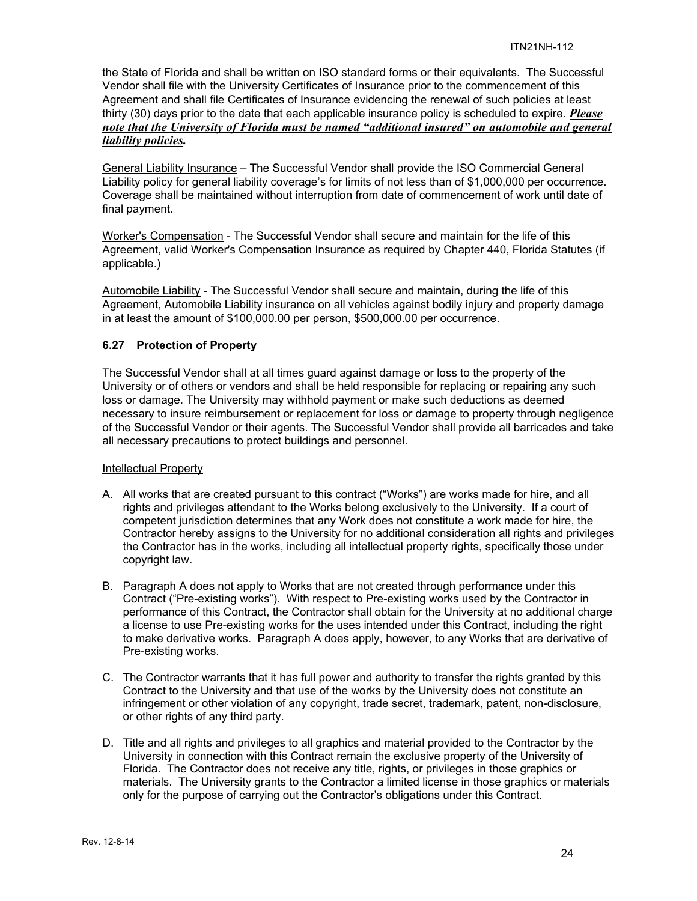the State of Florida and shall be written on ISO standard forms or their equivalents. The Successful Vendor shall file with the University Certificates of Insurance prior to the commencement of this Agreement and shall file Certificates of Insurance evidencing the renewal of such policies at least thirty (30) days prior to the date that each applicable insurance policy is scheduled to expire. ***Please note that the University of Florida must be named "additional insured" on automobile and general liability policies.***

General Liability Insurance – The Successful Vendor shall provide the ISO Commercial General Liability policy for general liability coverage's for limits of not less than of \$1,000,000 per occurrence. Coverage shall be maintained without interruption from date of commencement of work until date of final payment.

Worker's Compensation - The Successful Vendor shall secure and maintain for the life of this Agreement, valid Worker's Compensation Insurance as required by Chapter 440, Florida Statutes (if applicable.)

Automobile Liability - The Successful Vendor shall secure and maintain, during the life of this Agreement, Automobile Liability insurance on all vehicles against bodily injury and property damage in at least the amount of \$100,000.00 per person, \$500,000.00 per occurrence.

### 6.27 Protection of Property

The Successful Vendor shall at all times guard against damage or loss to the property of the University or of others or vendors and shall be held responsible for replacing or repairing any such loss or damage. The University may withhold payment or make such deductions as deemed necessary to insure reimbursement or replacement for loss or damage to property through negligence of the Successful Vendor or their agents. The Successful Vendor shall provide all barricades and take all necessary precautions to protect buildings and personnel.

Intellectual Property

A. All works that are created pursuant to this contract ("Works") are works made for hire, and all rights and privileges attendant to the Works belong exclusively to the University. If a court of competent jurisdiction determines that any Work does not constitute a work made for hire, the Contractor hereby assigns to the University for no additional consideration all rights and privileges the Contractor has in the works, including all intellectual property rights, specifically those under copyright law.

B. Paragraph A does not apply to Works that are not created through performance under this Contract ("Pre-existing works"). With respect to Pre-existing works used by the Contractor in performance of this Contract, the Contractor shall obtain for the University at no additional charge a license to use Pre-existing works for the uses intended under this Contract, including the right to make derivative works. Paragraph A does apply, however, to any Works that are derivative of Pre-existing works.

C. The Contractor warrants that it has full power and authority to transfer the rights granted by this Contract to the University and that use of the works by the University does not constitute an infringement or other violation of any copyright, trade secret, trademark, patent, non-disclosure, or other rights of any third party.

D. Title and all rights and privileges to all graphics and material provided to the Contractor by the University in connection with this Contract remain the exclusive property of the University of Florida. The Contractor does not receive any title, rights, or privileges in those graphics or materials. The University grants to the Contractor a limited license in those graphics or materials only for the purpose of carrying out the Contractor's obligations under this Contract.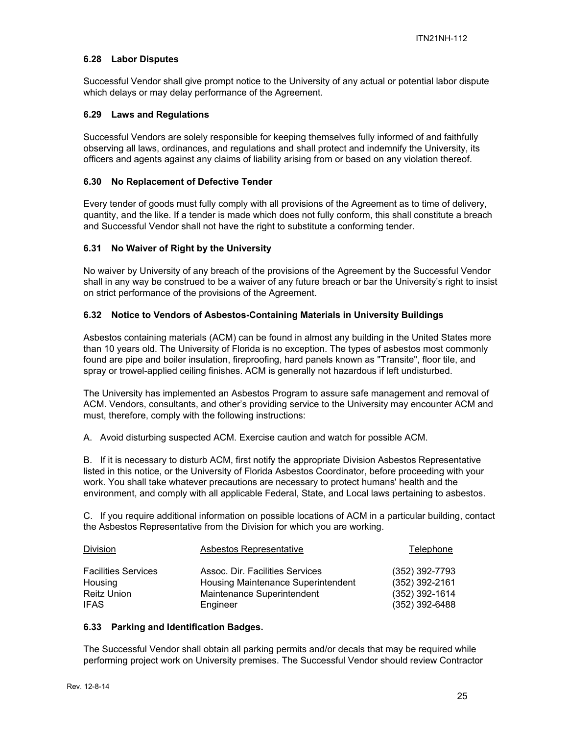### 6.28 Labor Disputes

Successful Vendor shall give prompt notice to the University of any actual or potential labor dispute which delays or may delay performance of the Agreement.

### 6.29 Laws and Regulations

Successful Vendors are solely responsible for keeping themselves fully informed of and faithfully observing all laws, ordinances, and regulations and shall protect and indemnify the University, its officers and agents against any claims of liability arising from or based on any violation thereof.

### 6.30 No Replacement of Defective Tender

Every tender of goods must fully comply with all provisions of the Agreement as to time of delivery, quantity, and the like. If a tender is made which does not fully conform, this shall constitute a breach and Successful Vendor shall not have the right to substitute a conforming tender.

### 6.31 No Waiver of Right by the University

No waiver by University of any breach of the provisions of the Agreement by the Successful Vendor shall in any way be construed to be a waiver of any future breach or bar the University's right to insist on strict performance of the provisions of the Agreement.

### 6.32 Notice to Vendors of Asbestos-Containing Materials in University Buildings

Asbestos containing materials (ACM) can be found in almost any building in the United States more than 10 years old. The University of Florida is no exception. The types of asbestos most commonly found are pipe and boiler insulation, fireproofing, hard panels known as "Transite", floor tile, and spray or trowel-applied ceiling finishes. ACM is generally not hazardous if left undisturbed.

The University has implemented an Asbestos Program to assure safe management and removal of ACM. Vendors, consultants, and other's providing service to the University may encounter ACM and must, therefore, comply with the following instructions:

A. Avoid disturbing suspected ACM. Exercise caution and watch for possible ACM.

B. If it is necessary to disturb ACM, first notify the appropriate Division Asbestos Representative listed in this notice, or the University of Florida Asbestos Coordinator, before proceeding with your work. You shall take whatever precautions are necessary to protect humans' health and the environment, and comply with all applicable Federal, State, and Local laws pertaining to asbestos.

C. If you require additional information on possible locations of ACM in a particular building, contact the Asbestos Representative from the Division for which you are working.

| Division | Asbestos Representative | Telephone |
|---|---|---|
| Facilities Services | Assoc. Dir. Facilities Services | (352) 392-7793 |
| Housing | Housing Maintenance Superintendent | (352) 392-2161 |
| Reitz Union | Maintenance Superintendent | (352) 392-1614 |
| IFAS | Engineer | (352) 392-6488 |

### 6.33 Parking and Identification Badges.

The Successful Vendor shall obtain all parking permits and/or decals that may be required while performing project work on University premises. The Successful Vendor should review Contractor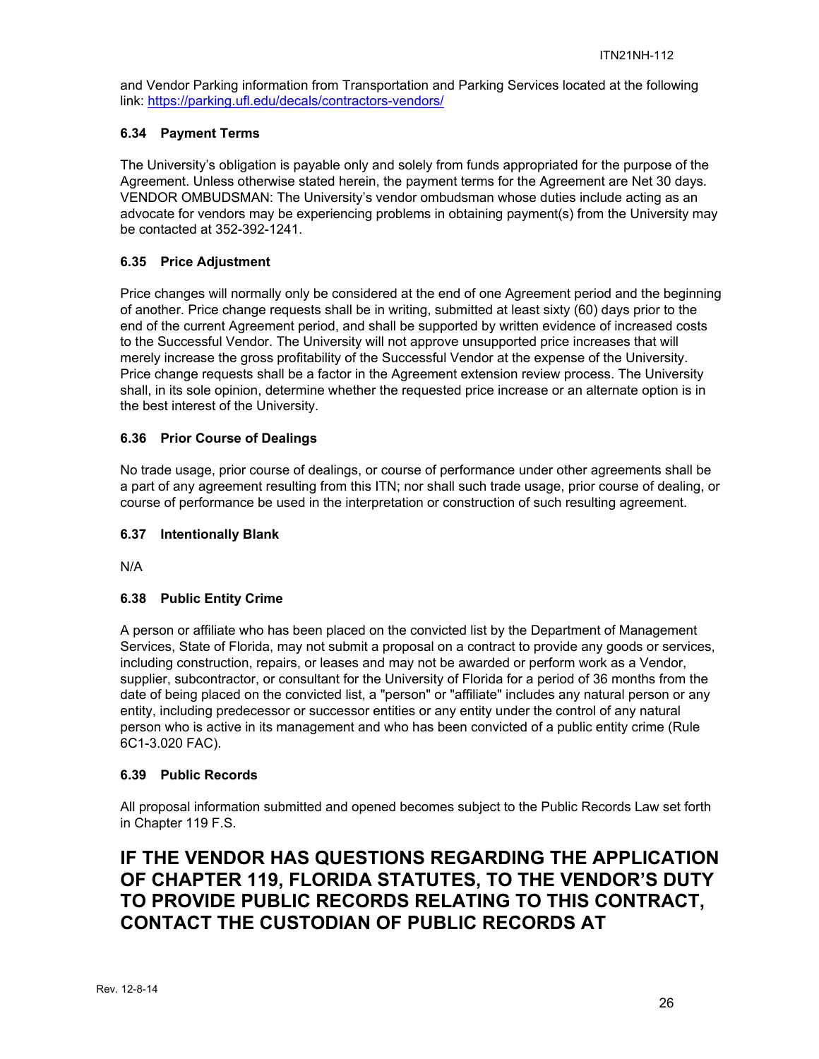and Vendor Parking information from Transportation and Parking Services located at the following link: https://parking.ufl.edu/decals/contractors-vendors/

### 6.34 Payment Terms

The University's obligation is payable only and solely from funds appropriated for the purpose of the Agreement. Unless otherwise stated herein, the payment terms for the Agreement are Net 30 days. VENDOR OMBUDSMAN: The University's vendor ombudsman whose duties include acting as an advocate for vendors may be experiencing problems in obtaining payment(s) from the University may be contacted at 352-392-1241.

### 6.35 Price Adjustment

Price changes will normally only be considered at the end of one Agreement period and the beginning of another. Price change requests shall be in writing, submitted at least sixty (60) days prior to the end of the current Agreement period, and shall be supported by written evidence of increased costs to the Successful Vendor. The University will not approve unsupported price increases that will merely increase the gross profitability of the Successful Vendor at the expense of the University. Price change requests shall be a factor in the Agreement extension review process. The University shall, in its sole opinion, determine whether the requested price increase or an alternate option is in the best interest of the University.

### 6.36 Prior Course of Dealings

No trade usage, prior course of dealings, or course of performance under other agreements shall be a part of any agreement resulting from this ITN; nor shall such trade usage, prior course of dealing, or course of performance be used in the interpretation or construction of such resulting agreement.

### 6.37 Intentionally Blank

N/A

### 6.38 Public Entity Crime

A person or affiliate who has been placed on the convicted list by the Department of Management Services, State of Florida, may not submit a proposal on a contract to provide any goods or services, including construction, repairs, or leases and may not be awarded or perform work as a Vendor, supplier, subcontractor, or consultant for the University of Florida for a period of 36 months from the date of being placed on the convicted list, a "person" or "affiliate" includes any natural person or any entity, including predecessor or successor entities or any entity under the control of any natural person who is active in its management and who has been convicted of a public entity crime (Rule 6C1-3.020 FAC).

### 6.39 Public Records

All proposal information submitted and opened becomes subject to the Public Records Law set forth in Chapter 119 F.S.

## IF THE VENDOR HAS QUESTIONS REGARDING THE APPLICATION OF CHAPTER 119, FLORIDA STATUTES, TO THE VENDOR'S DUTY TO PROVIDE PUBLIC RECORDS RELATING TO THIS CONTRACT, CONTACT THE CUSTODIAN OF PUBLIC RECORDS AT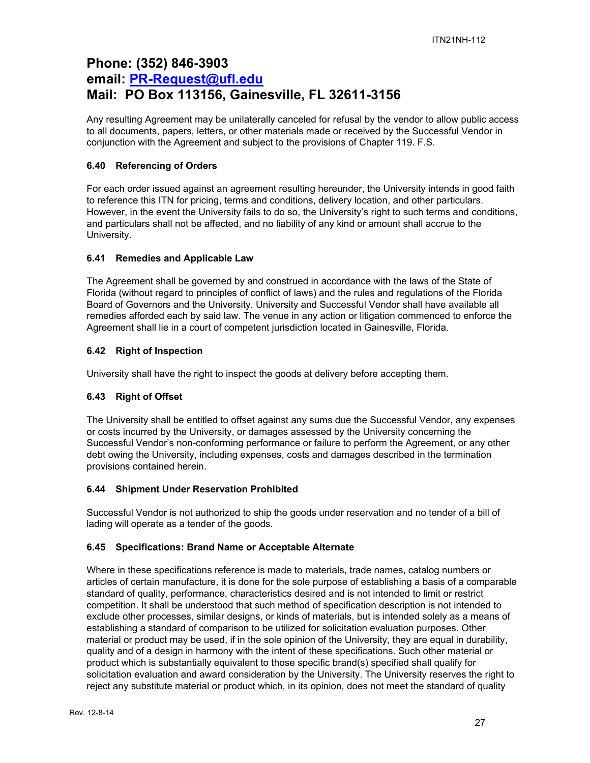## Phone: (352) 846-3903
## email: PR-Request@ufl.edu
## Mail: PO Box 113156, Gainesville, FL 32611-3156

Any resulting Agreement may be unilaterally canceled for refusal by the vendor to allow public access to all documents, papers, letters, or other materials made or received by the Successful Vendor in conjunction with the Agreement and subject to the provisions of Chapter 119. F.S.

### 6.40 Referencing of Orders

For each order issued against an agreement resulting hereunder, the University intends in good faith to reference this ITN for pricing, terms and conditions, delivery location, and other particulars. However, in the event the University fails to do so, the University's right to such terms and conditions, and particulars shall not be affected, and no liability of any kind or amount shall accrue to the University.

### 6.41 Remedies and Applicable Law

The Agreement shall be governed by and construed in accordance with the laws of the State of Florida (without regard to principles of conflict of laws) and the rules and regulations of the Florida Board of Governors and the University. University and Successful Vendor shall have available all remedies afforded each by said law. The venue in any action or litigation commenced to enforce the Agreement shall lie in a court of competent jurisdiction located in Gainesville, Florida.

### 6.42 Right of Inspection

University shall have the right to inspect the goods at delivery before accepting them.

### 6.43 Right of Offset

The University shall be entitled to offset against any sums due the Successful Vendor, any expenses or costs incurred by the University, or damages assessed by the University concerning the Successful Vendor's non-conforming performance or failure to perform the Agreement, or any other debt owing the University, including expenses, costs and damages described in the termination provisions contained herein.

### 6.44 Shipment Under Reservation Prohibited

Successful Vendor is not authorized to ship the goods under reservation and no tender of a bill of lading will operate as a tender of the goods.

### 6.45 Specifications: Brand Name or Acceptable Alternate

Where in these specifications reference is made to materials, trade names, catalog numbers or articles of certain manufacture, it is done for the sole purpose of establishing a basis of a comparable standard of quality, performance, characteristics desired and is not intended to limit or restrict competition. It shall be understood that such method of specification description is not intended to exclude other processes, similar designs, or kinds of materials, but is intended solely as a means of establishing a standard of comparison to be utilized for solicitation evaluation purposes. Other material or product may be used, if in the sole opinion of the University, they are equal in durability, quality and of a design in harmony with the intent of these specifications. Such other material or product which is substantially equivalent to those specific brand(s) specified shall qualify for solicitation evaluation and award consideration by the University. The University reserves the right to reject any substitute material or product which, in its opinion, does not meet the standard of quality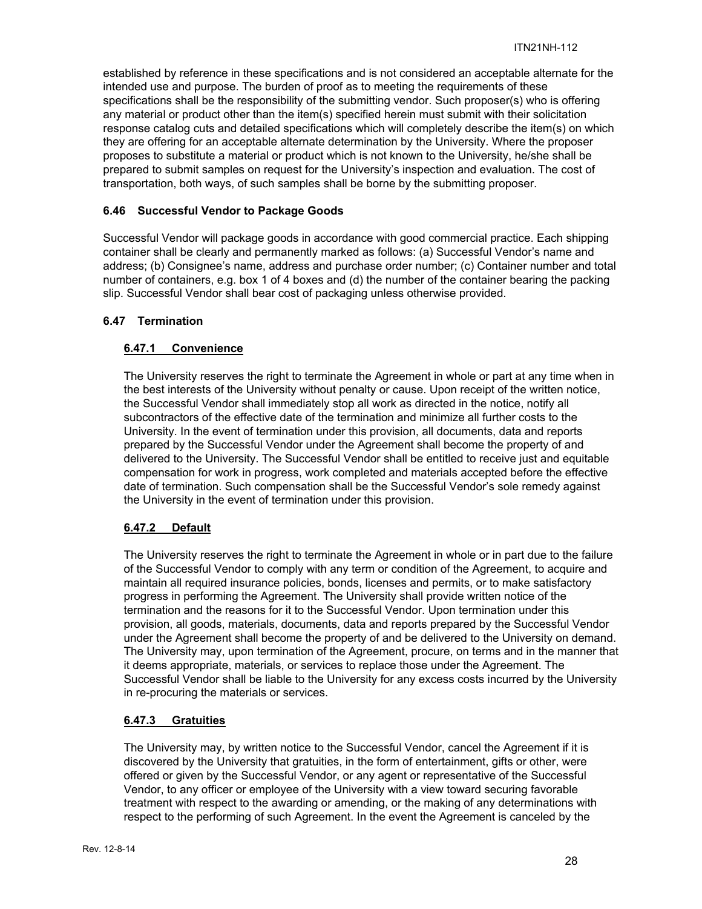established by reference in these specifications and is not considered an acceptable alternate for the intended use and purpose. The burden of proof as to meeting the requirements of these specifications shall be the responsibility of the submitting vendor. Such proposer(s) who is offering any material or product other than the item(s) specified herein must submit with their solicitation response catalog cuts and detailed specifications which will completely describe the item(s) on which they are offering for an acceptable alternate determination by the University. Where the proposer proposes to substitute a material or product which is not known to the University, he/she shall be prepared to submit samples on request for the University's inspection and evaluation. The cost of transportation, both ways, of such samples shall be borne by the submitting proposer.

### 6.46 Successful Vendor to Package Goods

Successful Vendor will package goods in accordance with good commercial practice. Each shipping container shall be clearly and permanently marked as follows: (a) Successful Vendor's name and address; (b) Consignee's name, address and purchase order number; (c) Container number and total number of containers, e.g. box 1 of 4 boxes and (d) the number of the container bearing the packing slip. Successful Vendor shall bear cost of packaging unless otherwise provided.

### 6.47 Termination

#### 6.47.1 Convenience

The University reserves the right to terminate the Agreement in whole or part at any time when in the best interests of the University without penalty or cause. Upon receipt of the written notice, the Successful Vendor shall immediately stop all work as directed in the notice, notify all subcontractors of the effective date of the termination and minimize all further costs to the University. In the event of termination under this provision, all documents, data and reports prepared by the Successful Vendor under the Agreement shall become the property of and delivered to the University. The Successful Vendor shall be entitled to receive just and equitable compensation for work in progress, work completed and materials accepted before the effective date of termination. Such compensation shall be the Successful Vendor's sole remedy against the University in the event of termination under this provision.

#### 6.47.2 Default

The University reserves the right to terminate the Agreement in whole or in part due to the failure of the Successful Vendor to comply with any term or condition of the Agreement, to acquire and maintain all required insurance policies, bonds, licenses and permits, or to make satisfactory progress in performing the Agreement. The University shall provide written notice of the termination and the reasons for it to the Successful Vendor. Upon termination under this provision, all goods, materials, documents, data and reports prepared by the Successful Vendor under the Agreement shall become the property of and be delivered to the University on demand. The University may, upon termination of the Agreement, procure, on terms and in the manner that it deems appropriate, materials, or services to replace those under the Agreement. The Successful Vendor shall be liable to the University for any excess costs incurred by the University in re-procuring the materials or services.

#### 6.47.3 Gratuities

The University may, by written notice to the Successful Vendor, cancel the Agreement if it is discovered by the University that gratuities, in the form of entertainment, gifts or other, were offered or given by the Successful Vendor, or any agent or representative of the Successful Vendor, to any officer or employee of the University with a view toward securing favorable treatment with respect to the awarding or amending, or the making of any determinations with respect to the performing of such Agreement. In the event the Agreement is canceled by the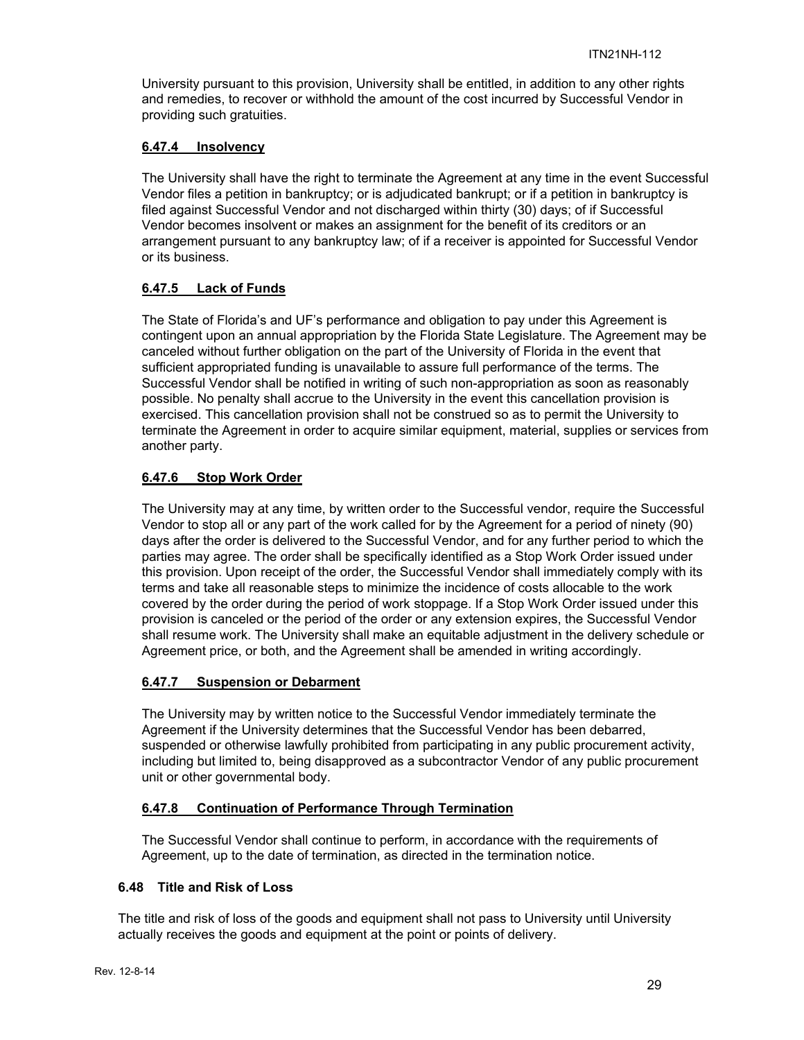University pursuant to this provision, University shall be entitled, in addition to any other rights and remedies, to recover or withhold the amount of the cost incurred by Successful Vendor in providing such gratuities.

#### 6.47.4 Insolvency

The University shall have the right to terminate the Agreement at any time in the event Successful Vendor files a petition in bankruptcy; or is adjudicated bankrupt; or if a petition in bankruptcy is filed against Successful Vendor and not discharged within thirty (30) days; of if Successful Vendor becomes insolvent or makes an assignment for the benefit of its creditors or an arrangement pursuant to any bankruptcy law; of if a receiver is appointed for Successful Vendor or its business.

#### 6.47.5 Lack of Funds

The State of Florida's and UF's performance and obligation to pay under this Agreement is contingent upon an annual appropriation by the Florida State Legislature. The Agreement may be canceled without further obligation on the part of the University of Florida in the event that sufficient appropriated funding is unavailable to assure full performance of the terms. The Successful Vendor shall be notified in writing of such non-appropriation as soon as reasonably possible. No penalty shall accrue to the University in the event this cancellation provision is exercised. This cancellation provision shall not be construed so as to permit the University to terminate the Agreement in order to acquire similar equipment, material, supplies or services from another party.

#### 6.47.6 Stop Work Order

The University may at any time, by written order to the Successful vendor, require the Successful Vendor to stop all or any part of the work called for by the Agreement for a period of ninety (90) days after the order is delivered to the Successful Vendor, and for any further period to which the parties may agree. The order shall be specifically identified as a Stop Work Order issued under this provision. Upon receipt of the order, the Successful Vendor shall immediately comply with its terms and take all reasonable steps to minimize the incidence of costs allocable to the work covered by the order during the period of work stoppage. If a Stop Work Order issued under this provision is canceled or the period of the order or any extension expires, the Successful Vendor shall resume work. The University shall make an equitable adjustment in the delivery schedule or Agreement price, or both, and the Agreement shall be amended in writing accordingly.

#### 6.47.7 Suspension or Debarment

The University may by written notice to the Successful Vendor immediately terminate the Agreement if the University determines that the Successful Vendor has been debarred, suspended or otherwise lawfully prohibited from participating in any public procurement activity, including but limited to, being disapproved as a subcontractor Vendor of any public procurement unit or other governmental body.

#### 6.47.8 Continuation of Performance Through Termination

The Successful Vendor shall continue to perform, in accordance with the requirements of Agreement, up to the date of termination, as directed in the termination notice.

### 6.48 Title and Risk of Loss

The title and risk of loss of the goods and equipment shall not pass to University until University actually receives the goods and equipment at the point or points of delivery.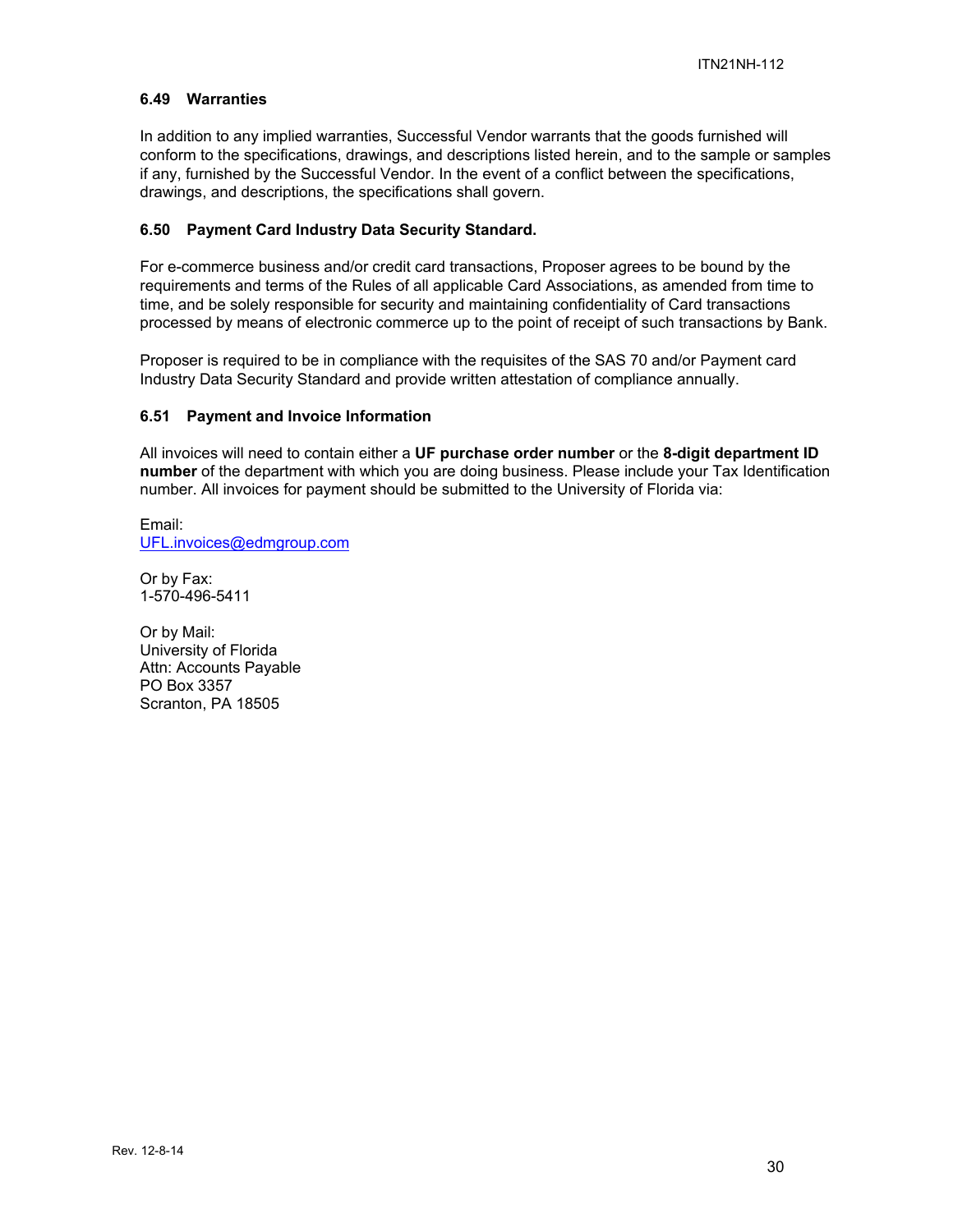### 6.49 Warranties

In addition to any implied warranties, Successful Vendor warrants that the goods furnished will conform to the specifications, drawings, and descriptions listed herein, and to the sample or samples if any, furnished by the Successful Vendor. In the event of a conflict between the specifications, drawings, and descriptions, the specifications shall govern.

### 6.50 Payment Card Industry Data Security Standard.

For e-commerce business and/or credit card transactions, Proposer agrees to be bound by the requirements and terms of the Rules of all applicable Card Associations, as amended from time to time, and be solely responsible for security and maintaining confidentiality of Card transactions processed by means of electronic commerce up to the point of receipt of such transactions by Bank.

Proposer is required to be in compliance with the requisites of the SAS 70 and/or Payment card Industry Data Security Standard and provide written attestation of compliance annually.

### 6.51 Payment and Invoice Information

All invoices will need to contain either a **UF purchase order number** or the **8-digit department ID number** of the department with which you are doing business. Please include your Tax Identification number. All invoices for payment should be submitted to the University of Florida via:

Email:
UFL.invoices@edmgroup.com

Or by Fax:
1-570-496-5411

Or by Mail:
University of Florida
Attn: Accounts Payable
PO Box 3357
Scranton, PA 18505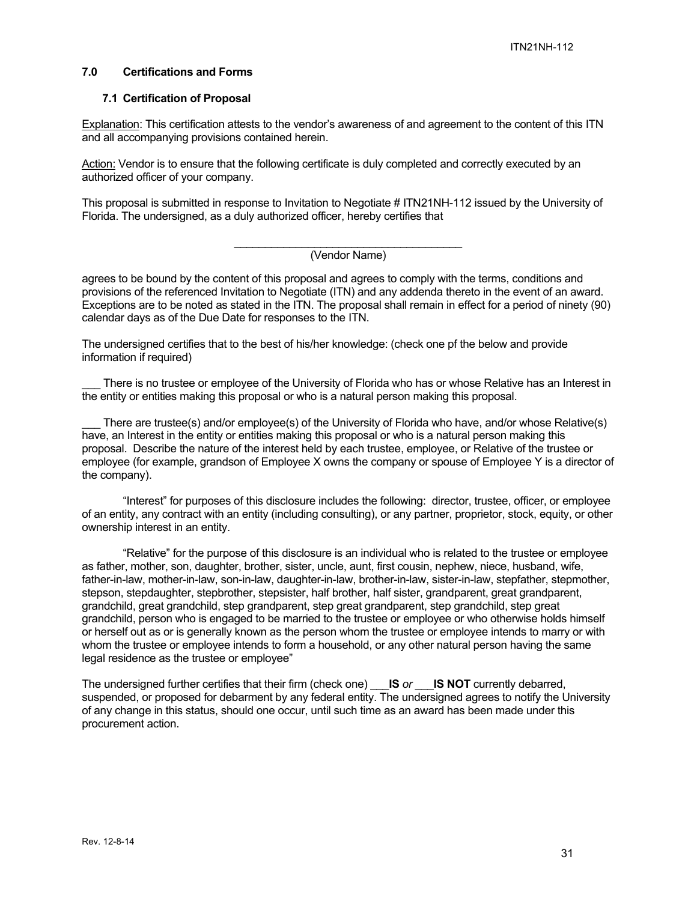## 7.0 Certifications and Forms

### 7.1 Certification of Proposal

Explanation: This certification attests to the vendor's awareness of and agreement to the content of this ITN and all accompanying provisions contained herein.

Action: Vendor is to ensure that the following certificate is duly completed and correctly executed by an authorized officer of your company.

This proposal is submitted in response to Invitation to Negotiate # ITN21NH-112 issued by the University of Florida. The undersigned, as a duly authorized officer, hereby certifies that

_______________________________________
(Vendor Name)

agrees to be bound by the content of this proposal and agrees to comply with the terms, conditions and provisions of the referenced Invitation to Negotiate (ITN) and any addenda thereto in the event of an award. Exceptions are to be noted as stated in the ITN. The proposal shall remain in effect for a period of ninety (90) calendar days as of the Due Date for responses to the ITN.

The undersigned certifies that to the best of his/her knowledge: (check one pf the below and provide information if required)

___ There is no trustee or employee of the University of Florida who has or whose Relative has an Interest in the entity or entities making this proposal or who is a natural person making this proposal.

___ There are trustee(s) and/or employee(s) of the University of Florida who have, and/or whose Relative(s) have, an Interest in the entity or entities making this proposal or who is a natural person making this proposal. Describe the nature of the interest held by each trustee, employee, or Relative of the trustee or employee (for example, grandson of Employee X owns the company or spouse of Employee Y is a director of the company).

"Interest" for purposes of this disclosure includes the following: director, trustee, officer, or employee of an entity, any contract with an entity (including consulting), or any partner, proprietor, stock, equity, or other ownership interest in an entity.

"Relative" for the purpose of this disclosure is an individual who is related to the trustee or employee as father, mother, son, daughter, brother, sister, uncle, aunt, first cousin, nephew, niece, husband, wife, father-in-law, mother-in-law, son-in-law, daughter-in-law, brother-in-law, sister-in-law, stepfather, stepmother, stepson, stepdaughter, stepbrother, stepsister, half brother, half sister, grandparent, great grandparent, grandchild, great grandchild, step grandparent, step great grandparent, step grandchild, step great grandchild, person who is engaged to be married to the trustee or employee or who otherwise holds himself or herself out as or is generally known as the person whom the trustee or employee intends to marry or with whom the trustee or employee intends to form a household, or any other natural person having the same legal residence as the trustee or employee"

The undersigned further certifies that their firm (check one) ___**IS** *or* ___**IS NOT** currently debarred, suspended, or proposed for debarment by any federal entity. The undersigned agrees to notify the University of any change in this status, should one occur, until such time as an award has been made under this procurement action.

Rev. 12-8-14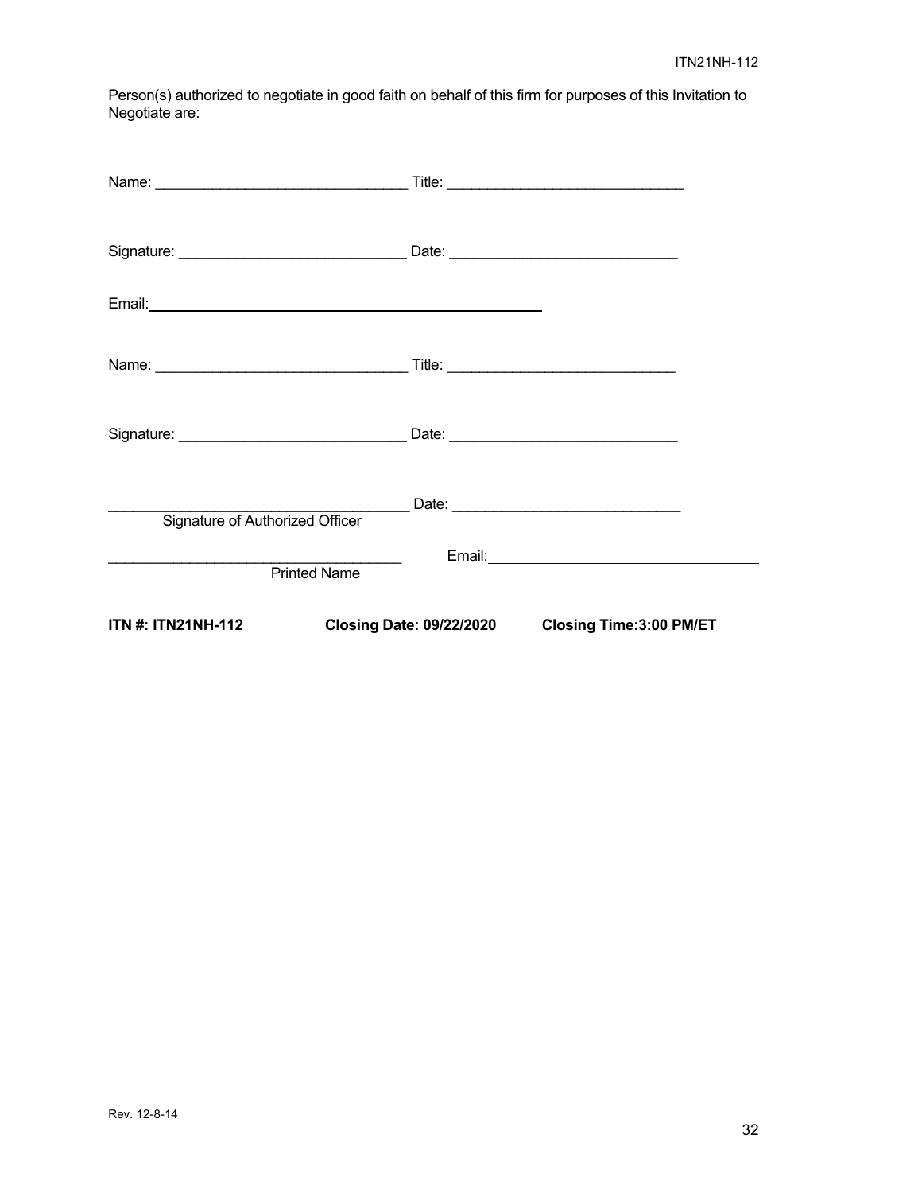Person(s) authorized to negotiate in good faith on behalf of this firm for purposes of this Invitation to Negotiate are:

Name: ______________________________ Title: ____________________________

Signature: ___________________________ Date: ____________________________

Email: ________________________________________________

Name: ______________________________ Title: ___________________________

Signature: ___________________________ Date: ____________________________

____________________________________ Date: ____________________________

Signature of Authorized Officer

____________________________________ Email: ________________________________

Printed Name

**ITN #: ITN21NH-112** **Closing Date: 09/22/2020** **Closing Time:3:00 PM/ET**

Rev. 12-8-14